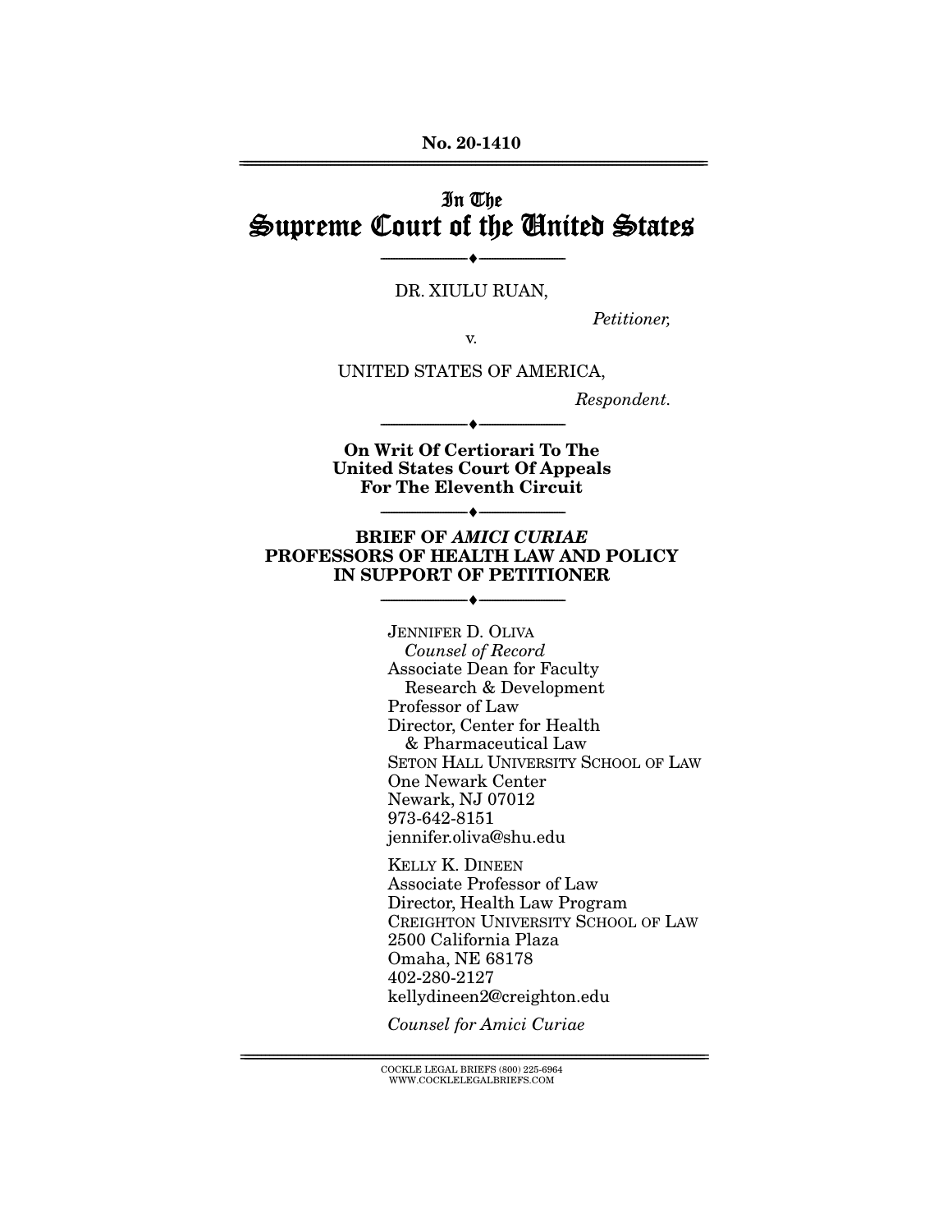No. 20-1410

# In The Supreme Court of the United States

---

DR. XIULU RUAN,

*Petitioner,*

v.

UNITED STATES OF AMERICA,

*Respondent.*

---

**On Writ Of Certiorari To The United States Court Of Appeals For The Eleventh Circuit**

---

**BRIEF OF *AMICI CURIAE* PROFESSORS OF HEALTH LAW AND POLICY IN SUPPORT OF PETITIONER**

---

JENNIFER D. OLIVA
*Counsel of Record*
Associate Dean for Faculty Research & Development
Professor of Law
Director, Center for Health & Pharmaceutical Law
SETON HALL UNIVERSITY SCHOOL OF LAW
One Newark Center
Newark, NJ 07012
973-642-8151
jennifer.oliva@shu.edu

KELLY K. DINEEN
Associate Professor of Law
Director, Health Law Program
CREIGHTON UNIVERSITY SCHOOL OF LAW
2500 California Plaza
Omaha, NE 68178
402-280-2127
kellydineen2@creighton.edu

*Counsel for Amici Curiae*

COCKLE LEGAL BRIEFS (800) 225-6964
WWW.COCKLELEGALBRIEFS.COM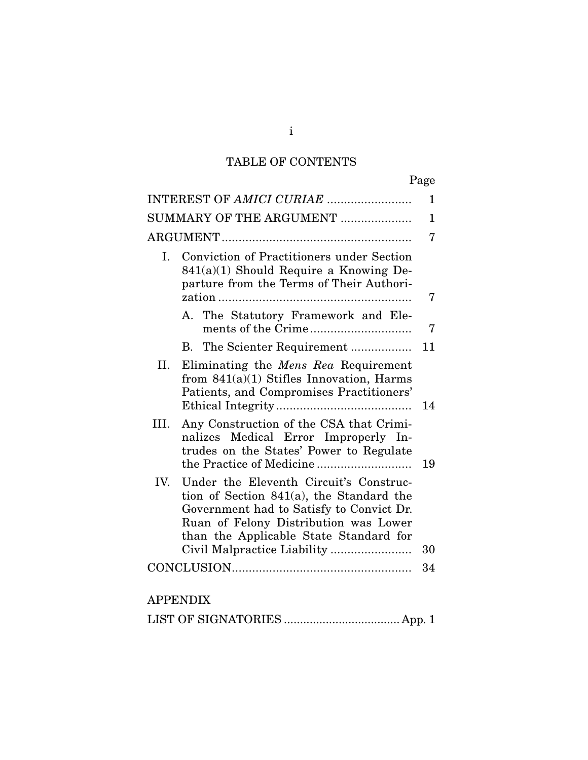# TABLE OF CONTENTS

| | Page |
|---|---|
| INTEREST OF *AMICI CURIAE* | 1 |
| SUMMARY OF THE ARGUMENT | 1 |
| ARGUMENT | 7 |
| I. Conviction of Practitioners under Section 841(a)(1) Should Require a Knowing Departure from the Terms of Their Authorization | 7 |
| A. The Statutory Framework and Elements of the Crime | 7 |
| B. The Scienter Requirement | 11 |
| II. Eliminating the *Mens Rea* Requirement from 841(a)(1) Stifles Innovation, Harms Patients, and Compromises Practitioners' Ethical Integrity | 14 |
| III. Any Construction of the CSA that Criminalizes Medical Error Improperly Intrudes on the States' Power to Regulate the Practice of Medicine | 19 |
| IV. Under the Eleventh Circuit's Construction of Section 841(a), the Standard the Government had to Satisfy to Convict Dr. Ruan of Felony Distribution was Lower than the Applicable State Standard for Civil Malpractice Liability | 30 |
| CONCLUSION | 34 |

APPENDIX

| | |
|---|---|
| LIST OF SIGNATORIES | App. 1 |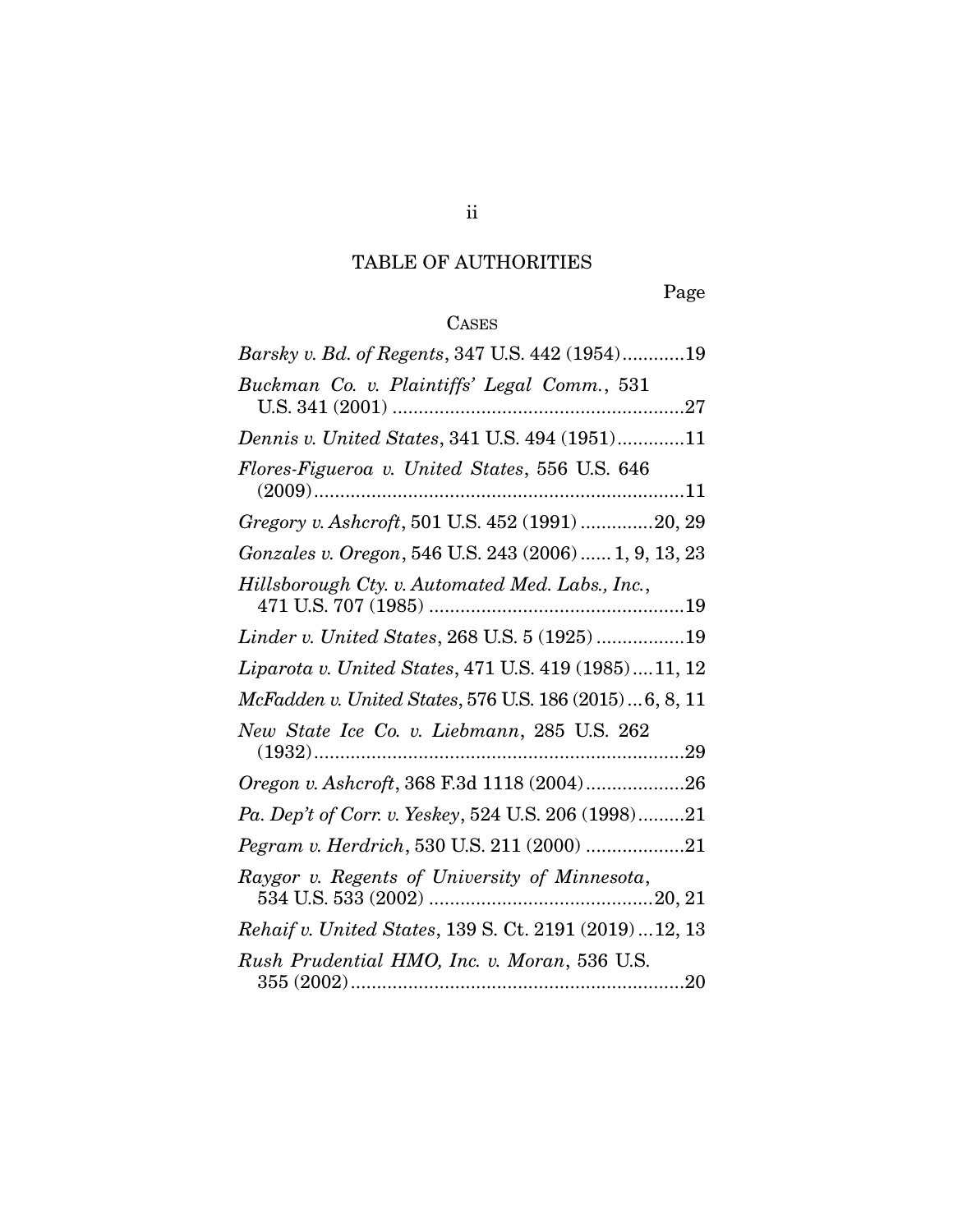# TABLE OF AUTHORITIES

Page

## CASES

*Barsky v. Bd. of Regents*, 347 U.S. 442 (1954)............19

*Buckman Co. v. Plaintiffs' Legal Comm.*, 531 U.S. 341 (2001) ........................................................27

*Dennis v. United States*, 341 U.S. 494 (1951).............11

*Flores-Figueroa v. United States*, 556 U.S. 646 (2009).......................................................................11

*Gregory v. Ashcroft*, 501 U.S. 452 (1991) ..............20, 29

*Gonzales v. Oregon*, 546 U.S. 243 (2006)...... 1, 9, 13, 23

*Hillsborough Cty. v. Automated Med. Labs., Inc.*, 471 U.S. 707 (1985) .................................................19

*Linder v. United States*, 268 U.S. 5 (1925) .................19

*Liparota v. United States*, 471 U.S. 419 (1985)....11, 12

*McFadden v. United States*, 576 U.S. 186 (2015)...6, 8, 11

*New State Ice Co. v. Liebmann*, 285 U.S. 262 (1932).......................................................................29

*Oregon v. Ashcroft*, 368 F.3d 1118 (2004)...................26

*Pa. Dep't of Corr. v. Yeskey*, 524 U.S. 206 (1998).........21

*Pegram v. Herdrich*, 530 U.S. 211 (2000) ...................21

*Raygor v. Regents of University of Minnesota*, 534 U.S. 533 (2002) ...........................................20, 21

*Rehaif v. United States*, 139 S. Ct. 2191 (2019)...12, 13

*Rush Prudential HMO, Inc. v. Moran*, 536 U.S. 355 (2002)................................................................20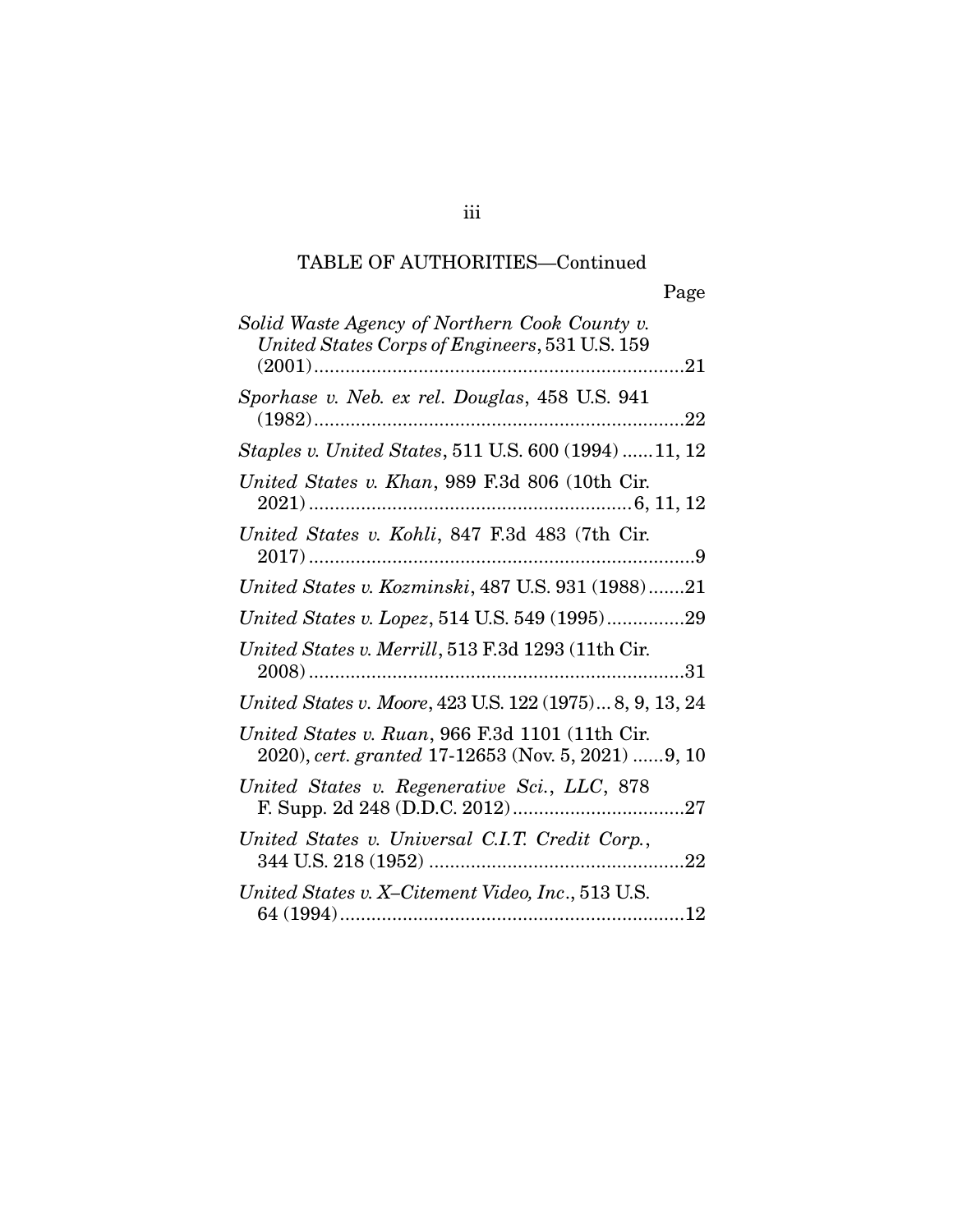TABLE OF AUTHORITIES—Continued

Page

*Solid Waste Agency of Northern Cook County v. United States Corps of Engineers*, 531 U.S. 159 (2001)........................................................................21

*Sporhase v. Neb. ex rel. Douglas*, 458 U.S. 941 (1982)........................................................................22

*Staples v. United States*, 511 U.S. 600 (1994)......11, 12

*United States v. Khan*, 989 F.3d 806 (10th Cir. 2021)..............................................................6, 11, 12

*United States v. Kohli*, 847 F.3d 483 (7th Cir. 2017)............................................................................9

*United States v. Kozminski*, 487 U.S. 931 (1988).......21

*United States v. Lopez*, 514 U.S. 549 (1995)...............29

*United States v. Merrill*, 513 F.3d 1293 (11th Cir. 2008)..........................................................................31

*United States v. Moore*, 423 U.S. 122 (1975)... 8, 9, 13, 24

*United States v. Ruan*, 966 F.3d 1101 (11th Cir. 2020), *cert. granted* 17-12653 (Nov. 5, 2021)......9, 10

*United States v. Regenerative Sci., LLC*, 878 F. Supp. 2d 248 (D.D.C. 2012).................................27

*United States v. Universal C.I.T. Credit Corp.*, 344 U.S. 218 (1952) .................................................22

*United States v. X–Citement Video, Inc.*, 513 U.S. 64 (1994)...................................................................12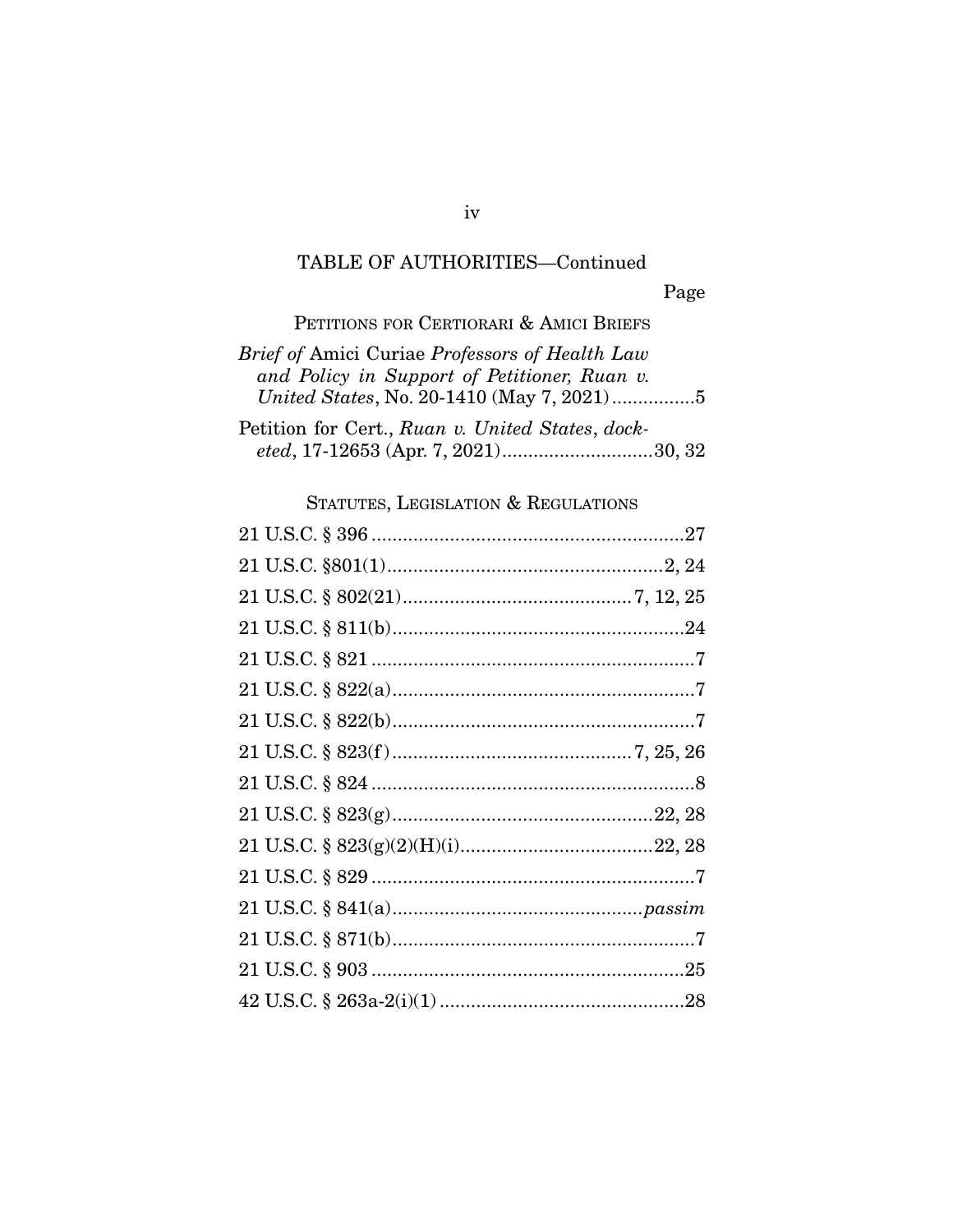TABLE OF AUTHORITIES—Continued

Page

PETITIONS FOR CERTIORARI & AMICI BRIEFS

*Brief of* Amici Curiae *Professors of Health Law and Policy in Support of Petitioner, Ruan v. United States*, No. 20-1410 (May 7, 2021) ................5

Petition for Cert., *Ruan v. United States*, *docketed*, 17-12653 (Apr. 7, 2021) ............................30, 32

STATUTES, LEGISLATION & REGULATIONS

21 U.S.C. § 396 ............................................................27

21 U.S.C. §801(1) .....................................................2, 24

21 U.S.C. § 802(21) ...........................................7, 12, 25

21 U.S.C. § 811(b) .......................................................24

21 U.S.C. § 821 ..............................................................7

21 U.S.C. § 822(a) ..........................................................7

21 U.S.C. § 822(b) ..........................................................7

21 U.S.C. § 823(f) ...........................................7, 25, 26

21 U.S.C. § 824 ..............................................................8

21 U.S.C. § 823(g) ..................................................22, 28

21 U.S.C. § 823(g)(2)(H)(i) ......................................22, 28

21 U.S.C. § 829 ..............................................................7

21 U.S.C. § 841(a) ..............................................*passim*

21 U.S.C. § 871(b) ..........................................................7

21 U.S.C. § 903 ............................................................25

42 U.S.C. § 263a-2(i)(1) ...............................................28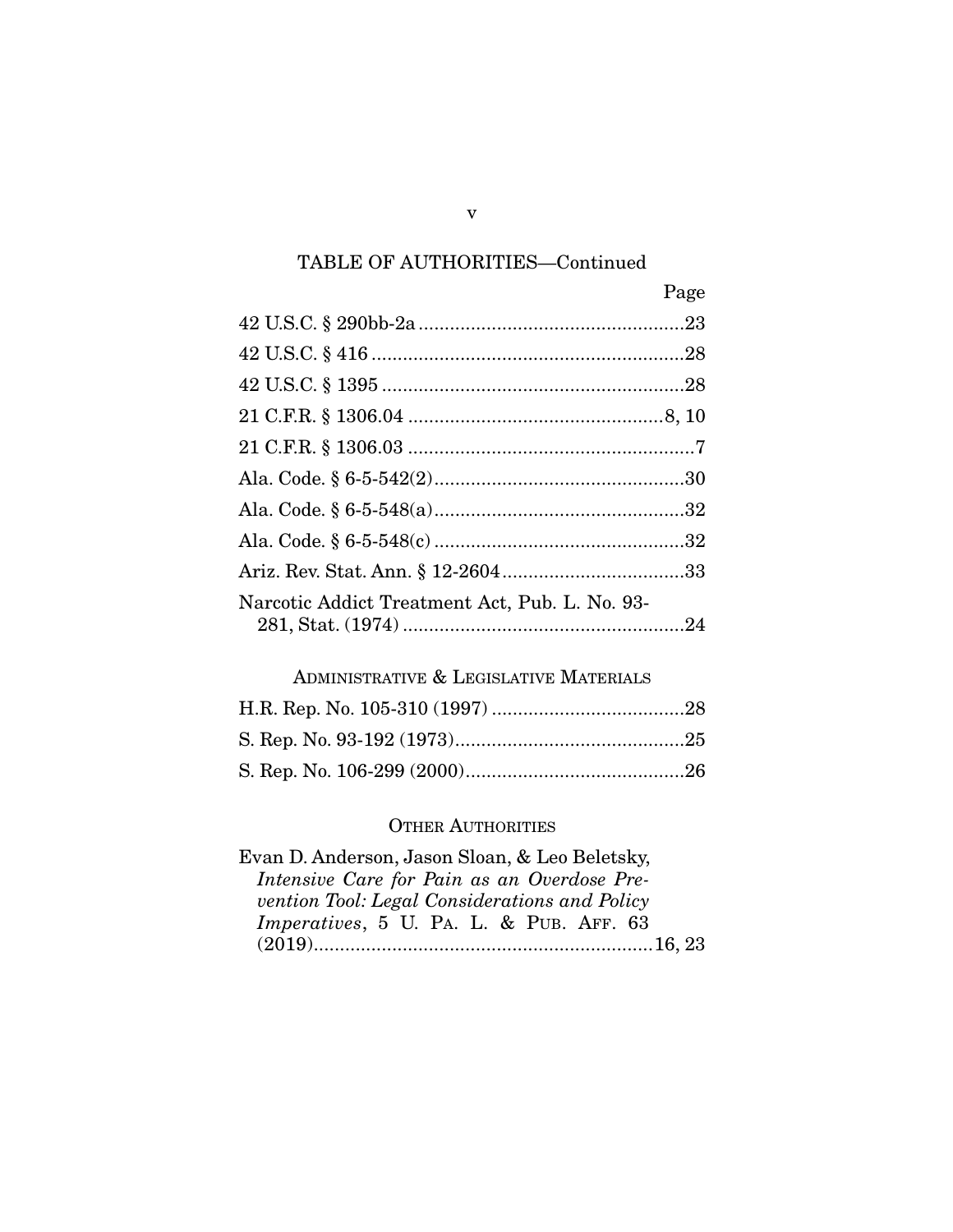## TABLE OF AUTHORITIES—Continued

| | Page |
|---|---|
| 42 U.S.C. § 290bb-2a | 23 |
| 42 U.S.C. § 416 | 28 |
| 42 U.S.C. § 1395 | 28 |
| 21 C.F.R. § 1306.04 | 8, 10 |
| 21 C.F.R. § 1306.03 | 7 |
| Ala. Code. § 6-5-542(2) | 30 |
| Ala. Code. § 6-5-548(a) | 32 |
| Ala. Code. § 6-5-548(c) | 32 |
| Ariz. Rev. Stat. Ann. § 12-2604 | 33 |
| Narcotic Addict Treatment Act, Pub. L. No. 93-281, Stat. (1974) | 24 |

### ADMINISTRATIVE & LEGISLATIVE MATERIALS

| | |
|---|---|
| H.R. Rep. No. 105-310 (1997) | 28 |
| S. Rep. No. 93-192 (1973) | 25 |
| S. Rep. No. 106-299 (2000) | 26 |

### OTHER AUTHORITIES

| | |
|---|---|
| Evan D. Anderson, Jason Sloan, & Leo Beletsky, *Intensive Care for Pain as an Overdose Prevention Tool: Legal Considerations and Policy Imperatives*, 5 U. PA. L. & PUB. AFF. 63 (2019) | 16, 23 |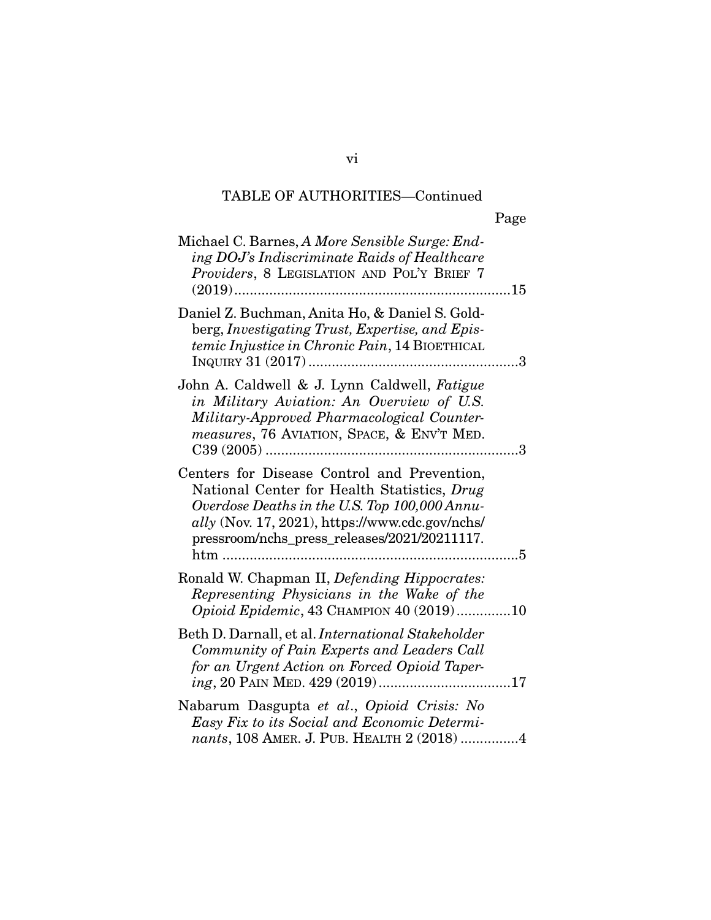TABLE OF AUTHORITIES—Continued

Page

Michael C. Barnes, *A More Sensible Surge: Ending DOJ's Indiscriminate Raids of Healthcare Providers*, 8 LEGISLATION AND POL'Y BRIEF 7 (2019).......................................................................15

Daniel Z. Buchman, Anita Ho, & Daniel S. Goldberg, *Investigating Trust, Expertise, and Epistemic Injustice in Chronic Pain*, 14 BIOETHICAL INQUIRY 31 (2017).....................................................3

John A. Caldwell & J. Lynn Caldwell, *Fatigue in Military Aviation: An Overview of U.S. Military-Approved Pharmacological Countermeasures*, 76 AVIATION, SPACE, & ENV'T MED. C39 (2005) ................................................................3

Centers for Disease Control and Prevention, National Center for Health Statistics, *Drug Overdose Deaths in the U.S. Top 100,000 Annually* (Nov. 17, 2021), https://www.cdc.gov/nchs/pressroom/nchs_press_releases/2021/20211117.htm ............................................................................5

Ronald W. Chapman II, *Defending Hippocrates: Representing Physicians in the Wake of the Opioid Epidemic*, 43 CHAMPION 40 (2019).............10

Beth D. Darnall, et al. *International Stakeholder Community of Pain Experts and Leaders Call for an Urgent Action on Forced Opioid Tapering*, 20 PAIN MED. 429 (2019)..................................17

Nabarum Dasgupta *et al.*, *Opioid Crisis: No Easy Fix to its Social and Economic Determinants*, 108 AMER. J. PUB. HEALTH 2 (2018) ..............4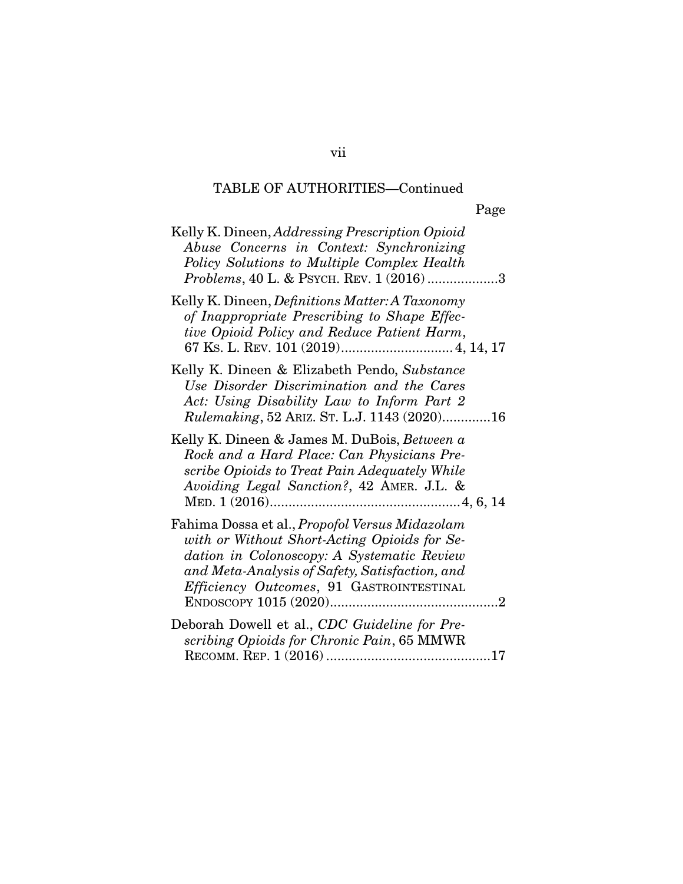TABLE OF AUTHORITIES—Continued

Page

Kelly K. Dineen, *Addressing Prescription Opioid Abuse Concerns in Context: Synchronizing Policy Solutions to Multiple Complex Health Problems*, 40 L. & PSYCH. REV. 1 (2016) ...................3

Kelly K. Dineen, *Definitions Matter: A Taxonomy of Inappropriate Prescribing to Shape Effective Opioid Policy and Reduce Patient Harm*, 67 KS. L. REV. 101 (2019).............................. 4, 14, 17

Kelly K. Dineen & Elizabeth Pendo, *Substance Use Disorder Discrimination and the Cares Act: Using Disability Law to Inform Part 2 Rulemaking*, 52 ARIZ. ST. L.J. 1143 (2020).............16

Kelly K. Dineen & James M. DuBois, *Between a Rock and a Hard Place: Can Physicians Prescribe Opioids to Treat Pain Adequately While Avoiding Legal Sanction?*, 42 AMER. J.L. & MED. 1 (2016)................................................... 4, 6, 14

Fahima Dossa et al., *Propofol Versus Midazolam with or Without Short-Acting Opioids for Sedation in Colonoscopy: A Systematic Review and Meta-Analysis of Safety, Satisfaction, and Efficiency Outcomes*, 91 GASTROINTESTINAL ENDOSCOPY 1015 (2020).............................................2

Deborah Dowell et al., *CDC Guideline for Prescribing Opioids for Chronic Pain*, 65 MMWR RECOMM. REP. 1 (2016) ............................................17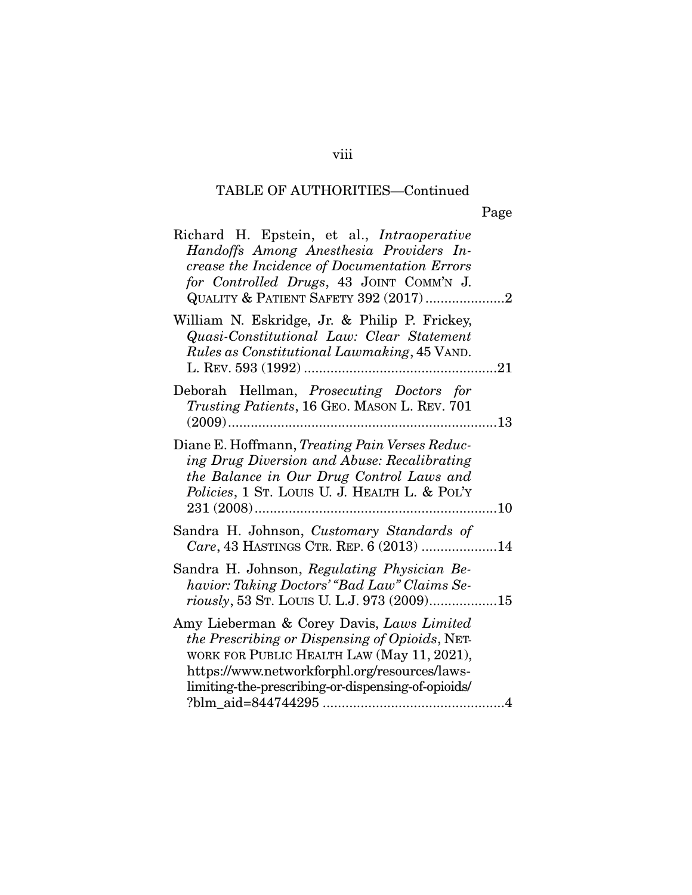TABLE OF AUTHORITIES—Continued

Page

Richard H. Epstein, et al., *Intraoperative Handoffs Among Anesthesia Providers Increase the Incidence of Documentation Errors for Controlled Drugs*, 43 JOINT COMM'N J. QUALITY & PATIENT SAFETY 392 (2017) .....................2

William N. Eskridge, Jr. & Philip P. Frickey, *Quasi-Constitutional Law: Clear Statement Rules as Constitutional Lawmaking*, 45 VAND. L. REV. 593 (1992) ...................................................21

Deborah Hellman, *Prosecuting Doctors for Trusting Patients*, 16 GEO. MASON L. REV. 701 (2009).......................................................................13

Diane E. Hoffmann, *Treating Pain Verses Reducing Drug Diversion and Abuse: Recalibrating the Balance in Our Drug Control Laws and Policies*, 1 ST. LOUIS U. J. HEALTH L. & POL'Y 231 (2008)................................................................10

Sandra H. Johnson, *Customary Standards of Care*, 43 HASTINGS CTR. REP. 6 (2013) ....................14

Sandra H. Johnson, *Regulating Physician Behavior: Taking Doctors' "Bad Law" Claims Seriously*, 53 ST. LOUIS U. L.J. 973 (2009)..................15

Amy Lieberman & Corey Davis, *Laws Limited the Prescribing or Dispensing of Opioids*, NETWORK FOR PUBLIC HEALTH LAW (May 11, 2021), https://www.networkforphl.org/resources/laws-limiting-the-prescribing-or-dispensing-of-opioids/?blm_aid=844744295 ................................................4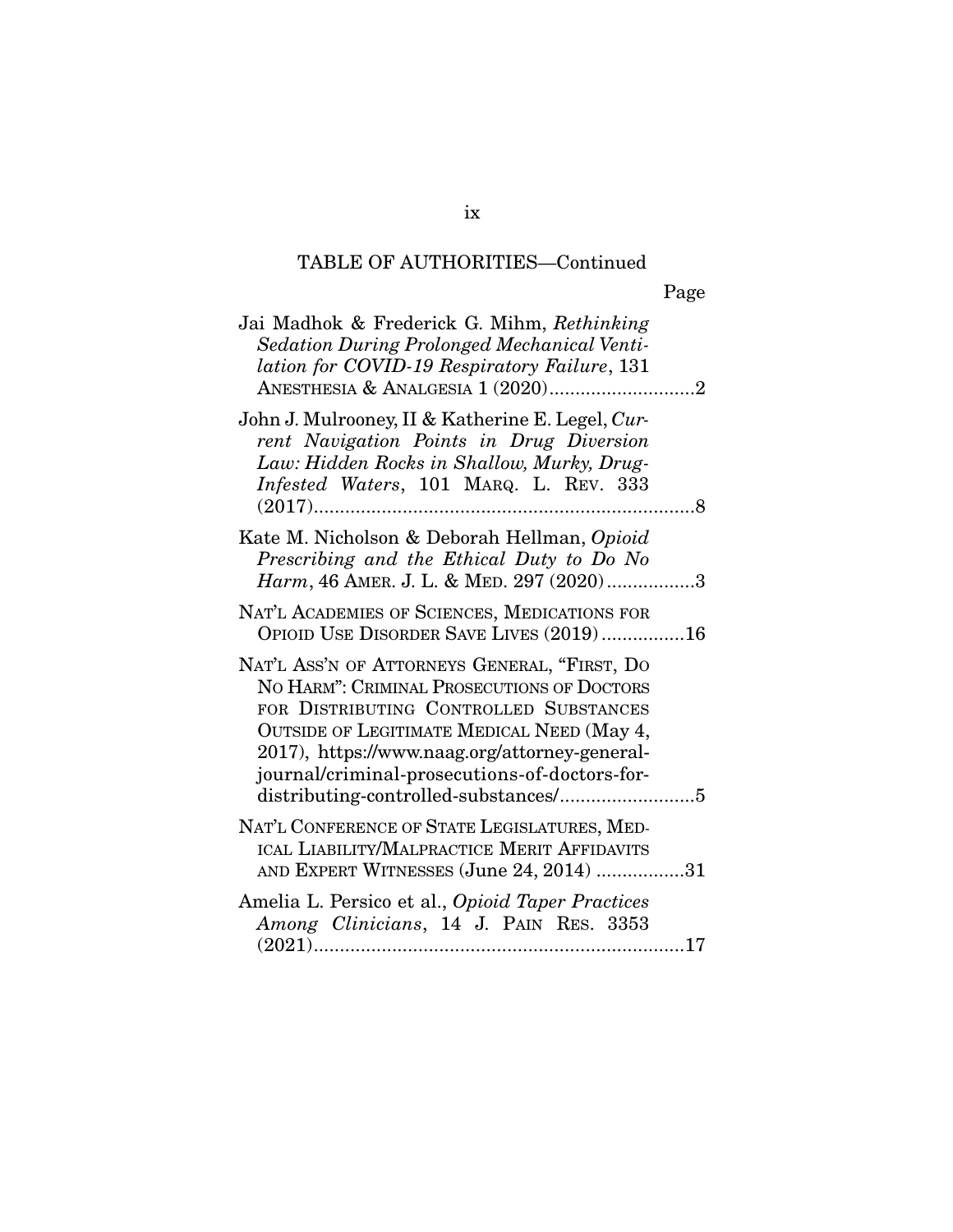## TABLE OF AUTHORITIES—Continued

Page

Jai Madhok & Frederick G. Mihm, *Rethinking Sedation During Prolonged Mechanical Ventilation for COVID-19 Respiratory Failure*, 131 ANESTHESIA & ANALGESIA 1 (2020)............................2

John J. Mulrooney, II & Katherine E. Legel, *Current Navigation Points in Drug Diversion Law: Hidden Rocks in Shallow, Murky, Drug-Infested Waters*, 101 MARQ. L. REV. 333 (2017)........................................................................8

Kate M. Nicholson & Deborah Hellman, *Opioid Prescribing and the Ethical Duty to Do No Harm*, 46 AMER. J. L. & MED. 297 (2020).................3

NAT'L ACADEMIES OF SCIENCES, MEDICATIONS FOR OPIOID USE DISORDER SAVE LIVES (2019)................16

NAT'L ASS'N OF ATTORNEYS GENERAL, "FIRST, DO NO HARM": CRIMINAL PROSECUTIONS OF DOCTORS FOR DISTRIBUTING CONTROLLED SUBSTANCES OUTSIDE OF LEGITIMATE MEDICAL NEED (May 4, 2017), https://www.naag.org/attorney-general-journal/criminal-prosecutions-of-doctors-for-distributing-controlled-substances/..........................5

NAT'L CONFERENCE OF STATE LEGISLATURES, MEDICAL LIABILITY/MALPRACTICE MERIT AFFIDAVITS AND EXPERT WITNESSES (June 24, 2014) .................31

Amelia L. Persico et al., *Opioid Taper Practices Among Clinicians*, 14 J. PAIN RES. 3353 (2021)......................................................................17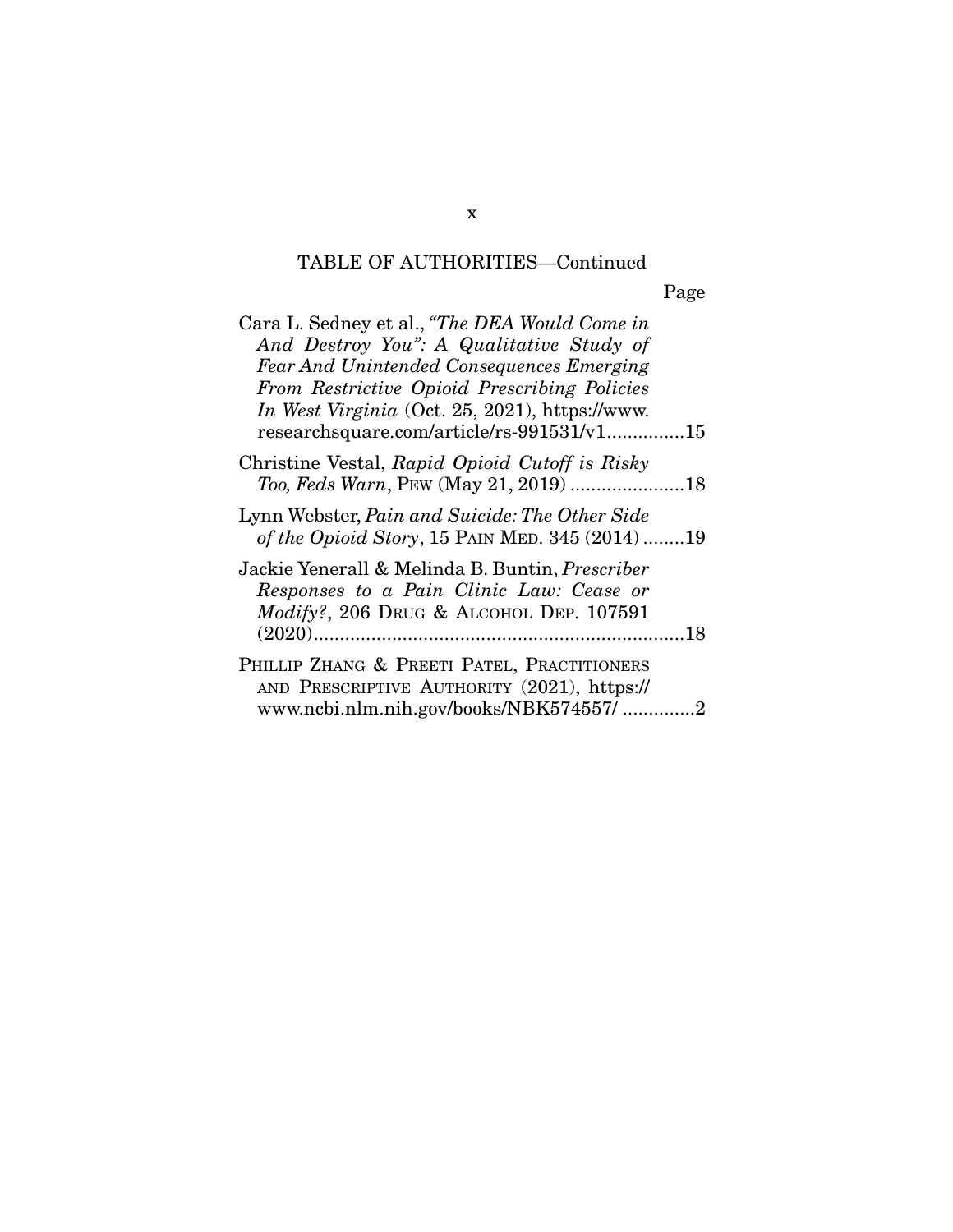TABLE OF AUTHORITIES—Continued

Page

Cara L. Sedney et al., *"The DEA Would Come in And Destroy You": A Qualitative Study of Fear And Unintended Consequences Emerging From Restrictive Opioid Prescribing Policies In West Virginia* (Oct. 25, 2021), https://www.researchsquare.com/article/rs-991531/v1...............15

Christine Vestal, *Rapid Opioid Cutoff is Risky Too, Feds Warn*, PEW (May 21, 2019) ......................18

Lynn Webster, *Pain and Suicide: The Other Side of the Opioid Story*, 15 PAIN MED. 345 (2014) ........19

Jackie Yenerall & Melinda B. Buntin, *Prescriber Responses to a Pain Clinic Law: Cease or Modify?*, 206 DRUG & ALCOHOL DEP. 107591 (2020).......................................................................18

PHILLIP ZHANG & PREETI PATEL, PRACTITIONERS AND PRESCRIPTIVE AUTHORITY (2021), https://www.ncbi.nlm.nih.gov/books/NBK574557/ .............2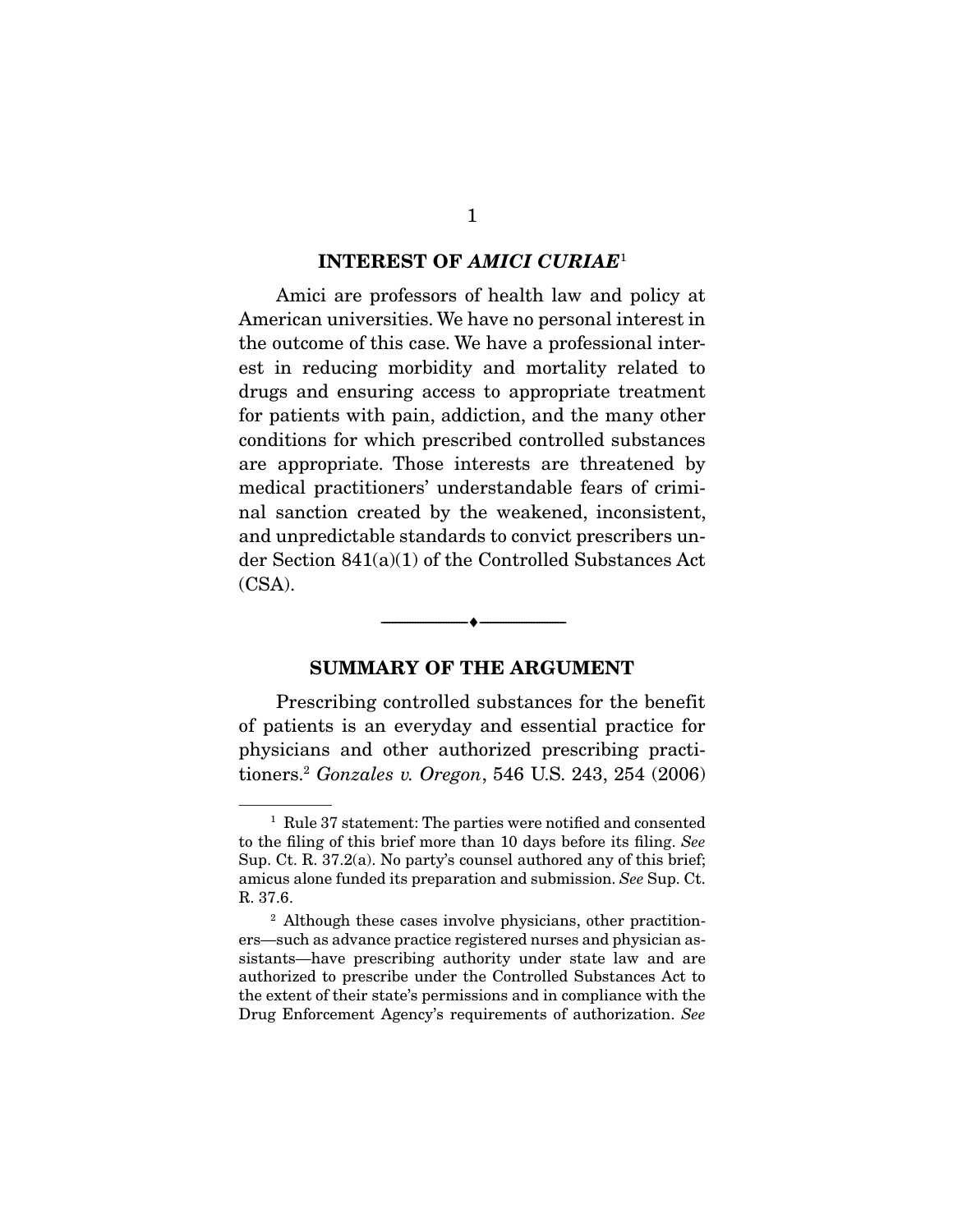## INTEREST OF *AMICI CURIAE*[1]

Amici are professors of health law and policy at American universities. We have no personal interest in the outcome of this case. We have a professional interest in reducing morbidity and mortality related to drugs and ensuring access to appropriate treatment for patients with pain, addiction, and the many other conditions for which prescribed controlled substances are appropriate. Those interests are threatened by medical practitioners' understandable fears of criminal sanction created by the weakened, inconsistent, and unpredictable standards to convict prescribers under Section 841(a)(1) of the Controlled Substances Act (CSA).

---

## SUMMARY OF THE ARGUMENT

Prescribing controlled substances for the benefit of patients is an everyday and essential practice for physicians and other authorized prescribing practitioners.[2] *Gonzales v. Oregon*, 546 U.S. 243, 254 (2006)

---

[1] Rule 37 statement: The parties were notified and consented to the filing of this brief more than 10 days before its filing. *See* Sup. Ct. R. 37.2(a). No party's counsel authored any of this brief; amicus alone funded its preparation and submission. *See* Sup. Ct. R. 37.6.

[2] Although these cases involve physicians, other practitioners—such as advance practice registered nurses and physician assistants—have prescribing authority under state law and are authorized to prescribe under the Controlled Substances Act to the extent of their state's permissions and in compliance with the Drug Enforcement Agency's requirements of authorization. *See*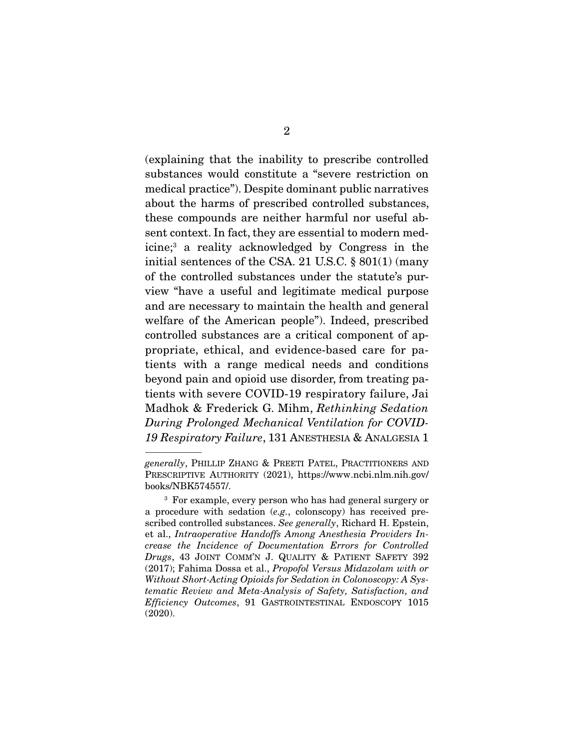(explaining that the inability to prescribe controlled substances would constitute a "severe restriction on medical practice"). Despite dominant public narratives about the harms of prescribed controlled substances, these compounds are neither harmful nor useful absent context. In fact, they are essential to modern medicine;[3] a reality acknowledged by Congress in the initial sentences of the CSA. 21 U.S.C. § 801(1) (many of the controlled substances under the statute's purview "have a useful and legitimate medical purpose and are necessary to maintain the health and general welfare of the American people"). Indeed, prescribed controlled substances are a critical component of appropriate, ethical, and evidence-based care for patients with a range medical needs and conditions beyond pain and opioid use disorder, from treating patients with severe COVID-19 respiratory failure, Jai Madhok & Frederick G. Mihm, *Rethinking Sedation During Prolonged Mechanical Ventilation for COVID-19 Respiratory Failure*, 131 ANESTHESIA & ANALGESIA 1

---

*generally*, PHILLIP ZHANG & PREETI PATEL, PRACTITIONERS AND PRESCRIPTIVE AUTHORITY (2021), https://www.ncbi.nlm.nih.gov/books/NBK574557/.

[3] For example, every person who has had general surgery or a procedure with sedation (*e.g.*, colonscopy) has received prescribed controlled substances. *See generally*, Richard H. Epstein, et al., *Intraoperative Handoffs Among Anesthesia Providers Increase the Incidence of Documentation Errors for Controlled Drugs*, 43 JOINT COMM'N J. QUALITY & PATIENT SAFETY 392 (2017); Fahima Dossa et al., *Propofol Versus Midazolam with or Without Short-Acting Opioids for Sedation in Colonoscopy: A Systematic Review and Meta-Analysis of Safety, Satisfaction, and Efficiency Outcomes*, 91 GASTROINTESTINAL ENDOSCOPY 1015 (2020).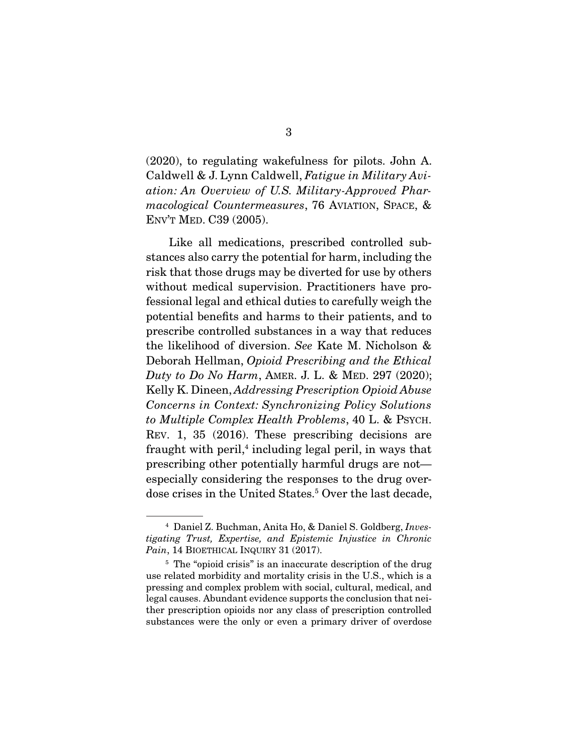(2020), to regulating wakefulness for pilots. John A. Caldwell & J. Lynn Caldwell, *Fatigue in Military Aviation: An Overview of U.S. Military-Approved Pharmacological Countermeasures*, 76 AVIATION, SPACE, & ENV'T MED. C39 (2005).

Like all medications, prescribed controlled substances also carry the potential for harm, including the risk that those drugs may be diverted for use by others without medical supervision. Practitioners have professional legal and ethical duties to carefully weigh the potential benefits and harms to their patients, and to prescribe controlled substances in a way that reduces the likelihood of diversion. *See* Kate M. Nicholson & Deborah Hellman, *Opioid Prescribing and the Ethical Duty to Do No Harm*, AMER. J. L. & MED. 297 (2020); Kelly K. Dineen, *Addressing Prescription Opioid Abuse Concerns in Context: Synchronizing Policy Solutions to Multiple Complex Health Problems*, 40 L. & PSYCH. REV. 1, 35 (2016). These prescribing decisions are fraught with peril,[4] including legal peril, in ways that prescribing other potentially harmful drugs are not—especially considering the responses to the drug overdose crises in the United States.[5] Over the last decade,

---

[4] Daniel Z. Buchman, Anita Ho, & Daniel S. Goldberg, *Investigating Trust, Expertise, and Epistemic Injustice in Chronic Pain*, 14 BIOETHICAL INQUIRY 31 (2017).

[5] The "opioid crisis" is an inaccurate description of the drug use related morbidity and mortality crisis in the U.S., which is a pressing and complex problem with social, cultural, medical, and legal causes. Abundant evidence supports the conclusion that neither prescription opioids nor any class of prescription controlled substances were the only or even a primary driver of overdose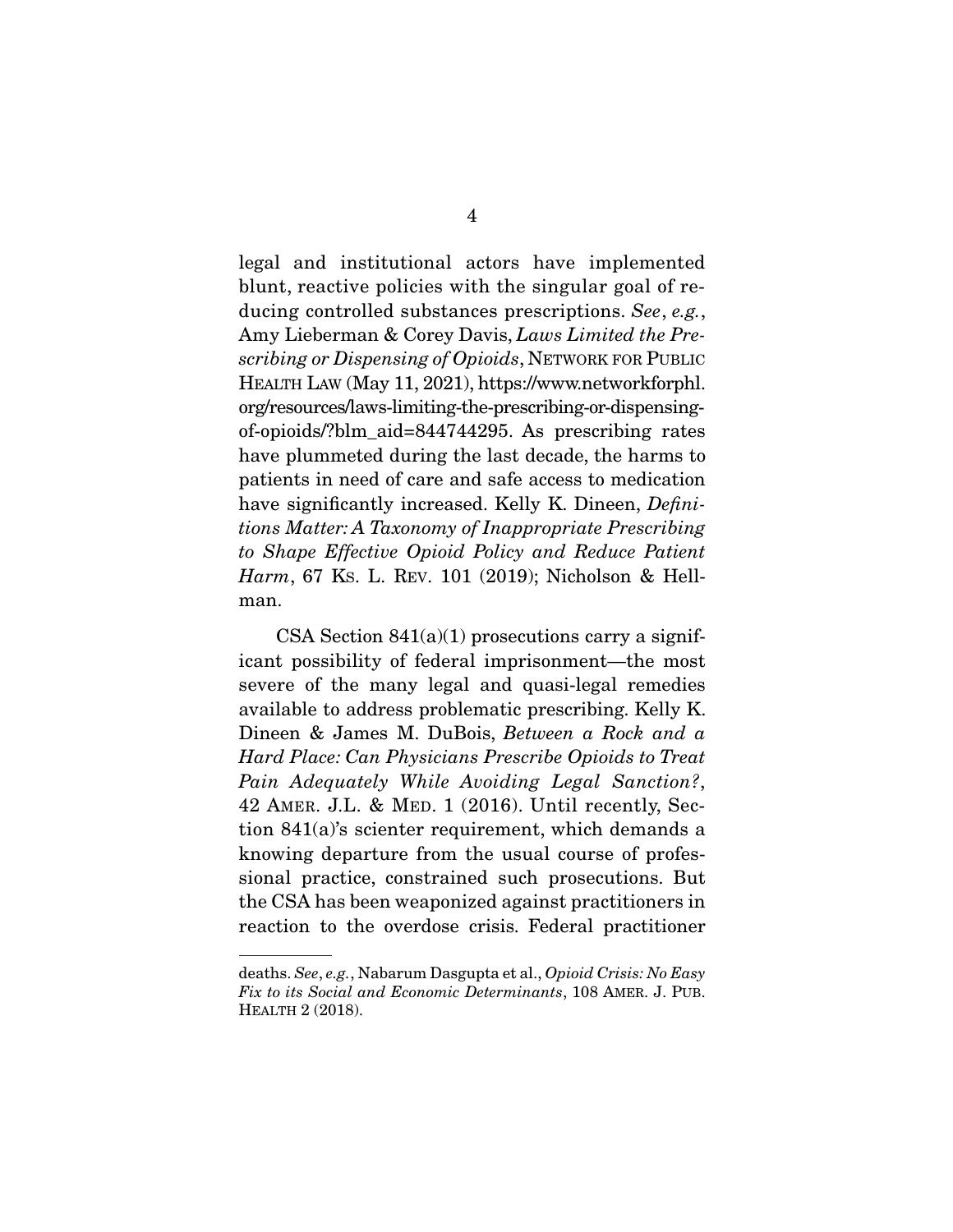legal and institutional actors have implemented blunt, reactive policies with the singular goal of reducing controlled substances prescriptions. *See*, *e.g.*, Amy Lieberman & Corey Davis, *Laws Limited the Prescribing or Dispensing of Opioids*, NETWORK FOR PUBLIC HEALTH LAW (May 11, 2021), https://www.networkforphl.org/resources/laws-limiting-the-prescribing-or-dispensing-of-opioids/?blm_aid=844744295. As prescribing rates have plummeted during the last decade, the harms to patients in need of care and safe access to medication have significantly increased. Kelly K. Dineen, *Definitions Matter: A Taxonomy of Inappropriate Prescribing to Shape Effective Opioid Policy and Reduce Patient Harm*, 67 KS. L. REV. 101 (2019); Nicholson & Hellman.

CSA Section 841(a)(1) prosecutions carry a significant possibility of federal imprisonment—the most severe of the many legal and quasi-legal remedies available to address problematic prescribing. Kelly K. Dineen & James M. DuBois, *Between a Rock and a Hard Place: Can Physicians Prescribe Opioids to Treat Pain Adequately While Avoiding Legal Sanction?*, 42 AMER. J.L. & MED. 1 (2016). Until recently, Section 841(a)'s scienter requirement, which demands a knowing departure from the usual course of professional practice, constrained such prosecutions. But the CSA has been weaponized against practitioners in reaction to the overdose crisis. Federal practitioner

deaths. *See*, *e.g.*, Nabarum Dasgupta et al., *Opioid Crisis: No Easy Fix to its Social and Economic Determinants*, 108 AMER. J. PUB. HEALTH 2 (2018).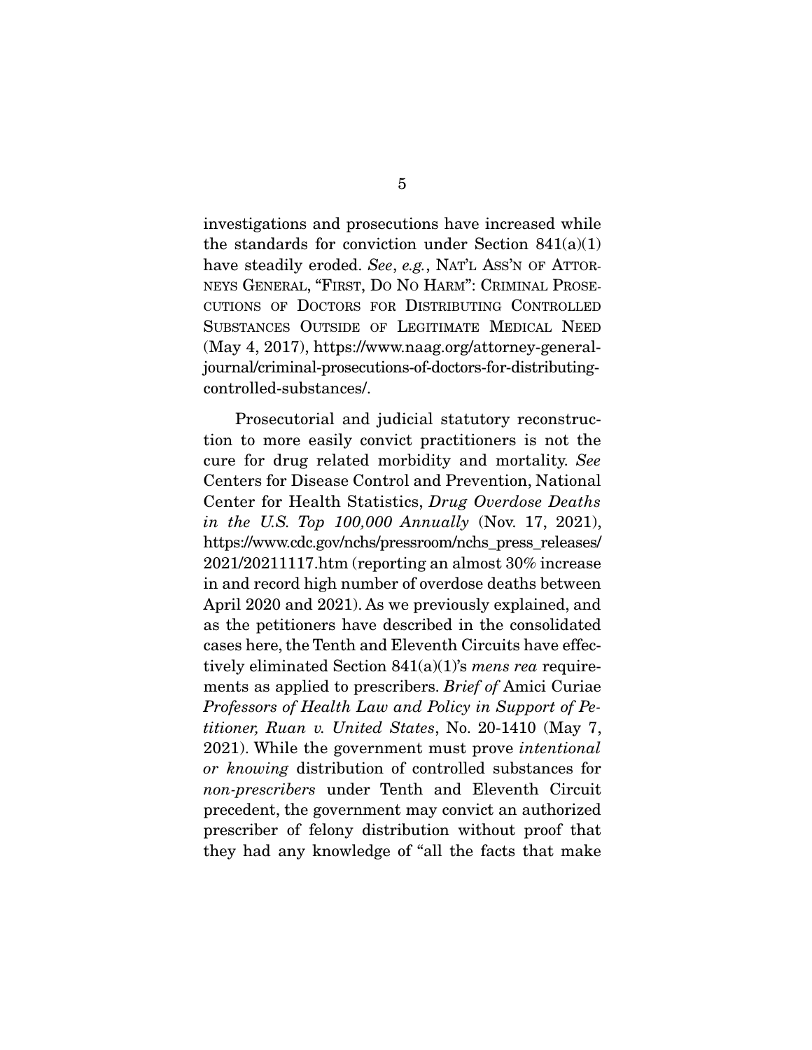investigations and prosecutions have increased while the standards for conviction under Section 841(a)(1) have steadily eroded. *See*, *e.g.*, NAT'L ASS'N OF ATTORNEYS GENERAL, "FIRST, DO NO HARM": CRIMINAL PROSECUTIONS OF DOCTORS FOR DISTRIBUTING CONTROLLED SUBSTANCES OUTSIDE OF LEGITIMATE MEDICAL NEED (May 4, 2017), https://www.naag.org/attorney-general-journal/criminal-prosecutions-of-doctors-for-distributing-controlled-substances/.

Prosecutorial and judicial statutory reconstruction to more easily convict practitioners is not the cure for drug related morbidity and mortality. *See* Centers for Disease Control and Prevention, National Center for Health Statistics, *Drug Overdose Deaths in the U.S. Top 100,000 Annually* (Nov. 17, 2021), https://www.cdc.gov/nchs/pressroom/nchs_press_releases/2021/20211117.htm (reporting an almost 30% increase in and record high number of overdose deaths between April 2020 and 2021). As we previously explained, and as the petitioners have described in the consolidated cases here, the Tenth and Eleventh Circuits have effectively eliminated Section 841(a)(1)'s *mens rea* requirements as applied to prescribers. *Brief of* Amici Curiae *Professors of Health Law and Policy in Support of Petitioner, Ruan v. United States*, No. 20-1410 (May 7, 2021). While the government must prove *intentional or knowing* distribution of controlled substances for *non-prescribers* under Tenth and Eleventh Circuit precedent, the government may convict an authorized prescriber of felony distribution without proof that they had any knowledge of "all the facts that make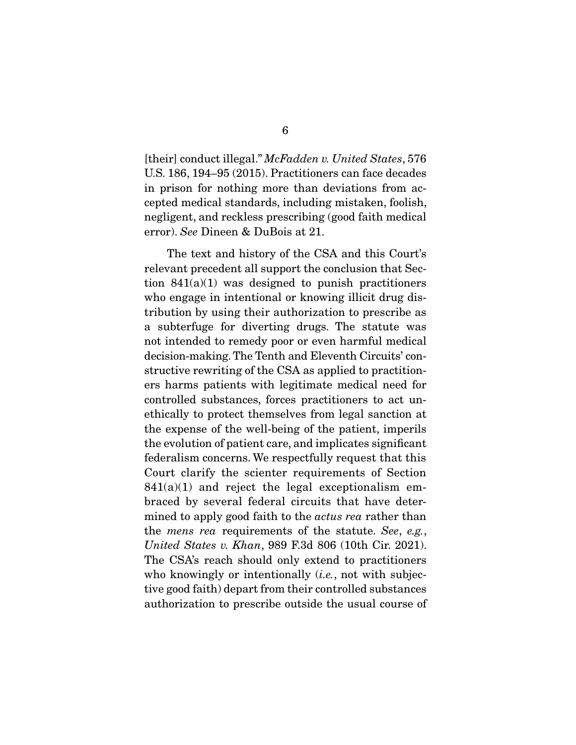[their] conduct illegal." *McFadden v. United States*, 576 U.S. 186, 194–95 (2015). Practitioners can face decades in prison for nothing more than deviations from accepted medical standards, including mistaken, foolish, negligent, and reckless prescribing (good faith medical error). *See* Dineen & DuBois at 21.

The text and history of the CSA and this Court's relevant precedent all support the conclusion that Section 841(a)(1) was designed to punish practitioners who engage in intentional or knowing illicit drug distribution by using their authorization to prescribe as a subterfuge for diverting drugs. The statute was not intended to remedy poor or even harmful medical decision-making. The Tenth and Eleventh Circuits' constructive rewriting of the CSA as applied to practitioners harms patients with legitimate medical need for controlled substances, forces practitioners to act unethically to protect themselves from legal sanction at the expense of the well-being of the patient, imperils the evolution of patient care, and implicates significant federalism concerns. We respectfully request that this Court clarify the scienter requirements of Section 841(a)(1) and reject the legal exceptionalism embraced by several federal circuits that have determined to apply good faith to the *actus rea* rather than the *mens rea* requirements of the statute. *See*, *e.g.*, *United States v. Khan*, 989 F.3d 806 (10th Cir. 2021). The CSA's reach should only extend to practitioners who knowingly or intentionally (*i.e.*, not with subjective good faith) depart from their controlled substances authorization to prescribe outside the usual course of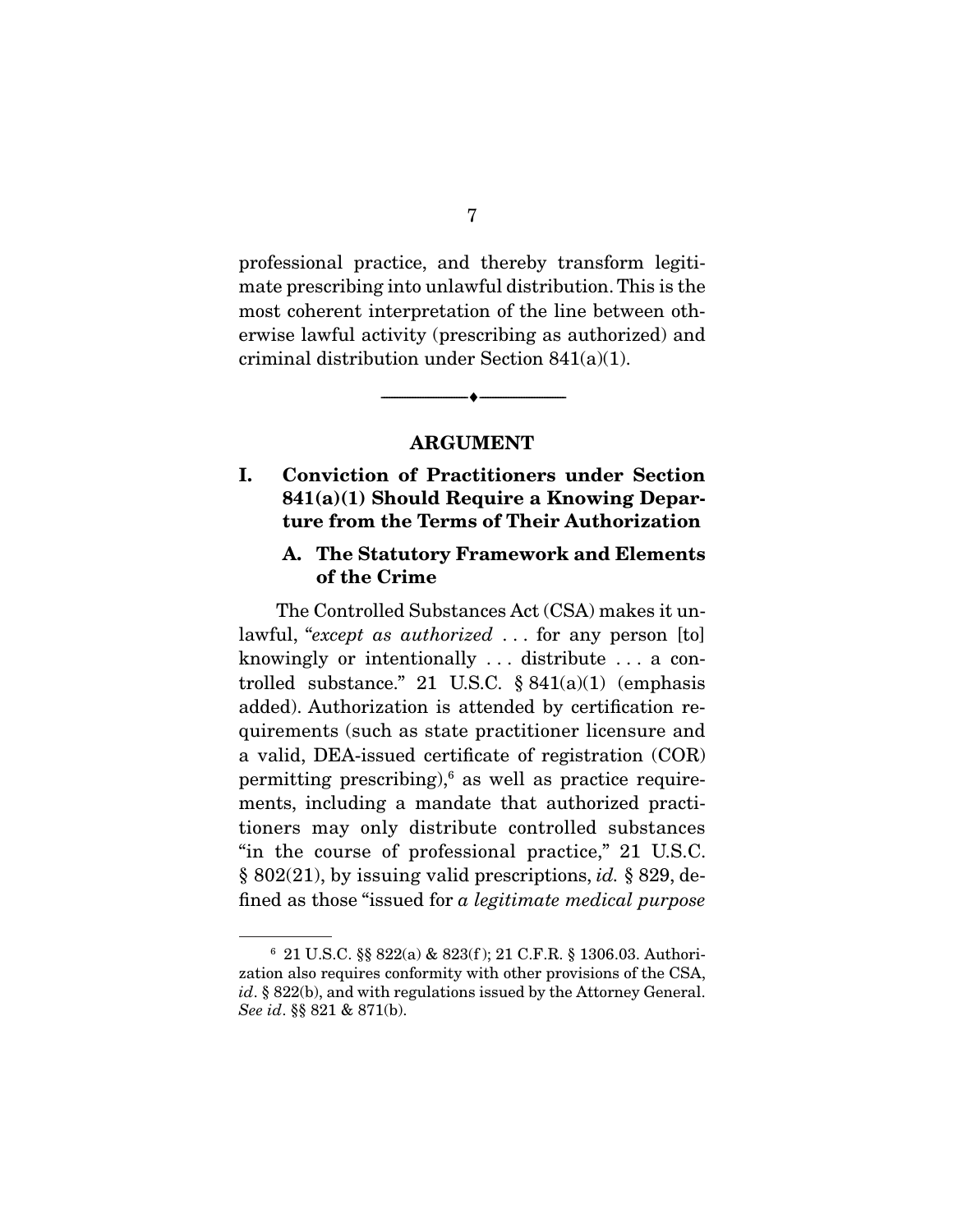professional practice, and thereby transform legitimate prescribing into unlawful distribution. This is the most coherent interpretation of the line between otherwise lawful activity (prescribing as authorized) and criminal distribution under Section 841(a)(1).

---

## ARGUMENT

### I. Conviction of Practitioners under Section 841(a)(1) Should Require a Knowing Departure from the Terms of Their Authorization

#### A. The Statutory Framework and Elements of the Crime

The Controlled Substances Act (CSA) makes it unlawful, "*except as authorized* . . . for any person [to] knowingly or intentionally . . . distribute . . . a controlled substance." 21 U.S.C. § 841(a)(1) (emphasis added). Authorization is attended by certification requirements (such as state practitioner licensure and a valid, DEA-issued certificate of registration (COR) permitting prescribing),[6] as well as practice requirements, including a mandate that authorized practitioners may only distribute controlled substances "in the course of professional practice," 21 U.S.C. § 802(21), by issuing valid prescriptions, *id.* § 829, defined as those "issued for *a legitimate medical purpose*

---

[6] 21 U.S.C. §§ 822(a) & 823(f); 21 C.F.R. § 1306.03. Authorization also requires conformity with other provisions of the CSA, *id*. § 822(b), and with regulations issued by the Attorney General. *See id*. §§ 821 & 871(b).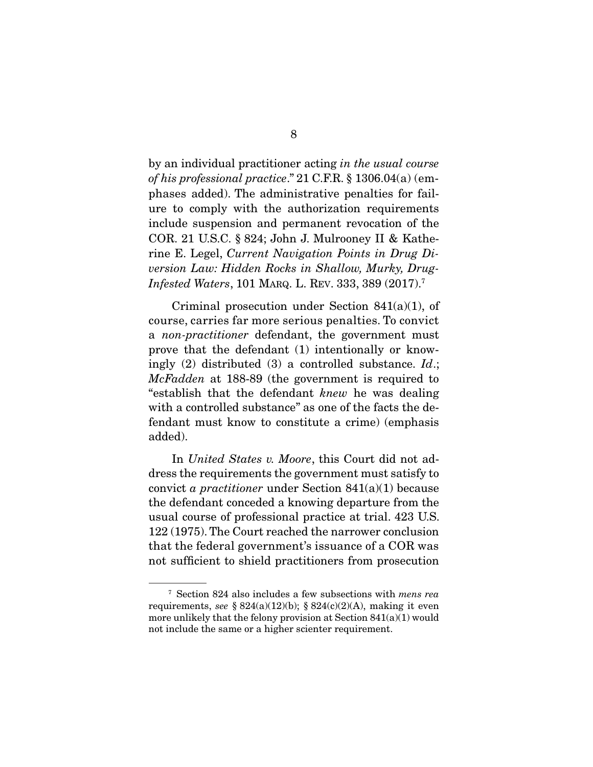by an individual practitioner acting *in the usual course of his professional practice*." 21 C.F.R. § 1306.04(a) (emphases added). The administrative penalties for failure to comply with the authorization requirements include suspension and permanent revocation of the COR. 21 U.S.C. § 824; John J. Mulrooney II & Katherine E. Legel, *Current Navigation Points in Drug Diversion Law: Hidden Rocks in Shallow, Murky, Drug-Infested Waters*, 101 MARQ. L. REV. 333, 389 (2017).[7]

Criminal prosecution under Section 841(a)(1), of course, carries far more serious penalties. To convict a *non-practitioner* defendant, the government must prove that the defendant (1) intentionally or knowingly (2) distributed (3) a controlled substance. *Id*.; *McFadden* at 188-89 (the government is required to "establish that the defendant *knew* he was dealing with a controlled substance" as one of the facts the defendant must know to constitute a crime) (emphasis added).

In *United States v. Moore*, this Court did not address the requirements the government must satisfy to convict *a practitioner* under Section 841(a)(1) because the defendant conceded a knowing departure from the usual course of professional practice at trial. 423 U.S. 122 (1975). The Court reached the narrower conclusion that the federal government's issuance of a COR was not sufficient to shield practitioners from prosecution

---

[7] Section 824 also includes a few subsections with *mens rea* requirements, *see* § 824(a)(12)(b); § 824(c)(2)(A), making it even more unlikely that the felony provision at Section 841(a)(1) would not include the same or a higher scienter requirement.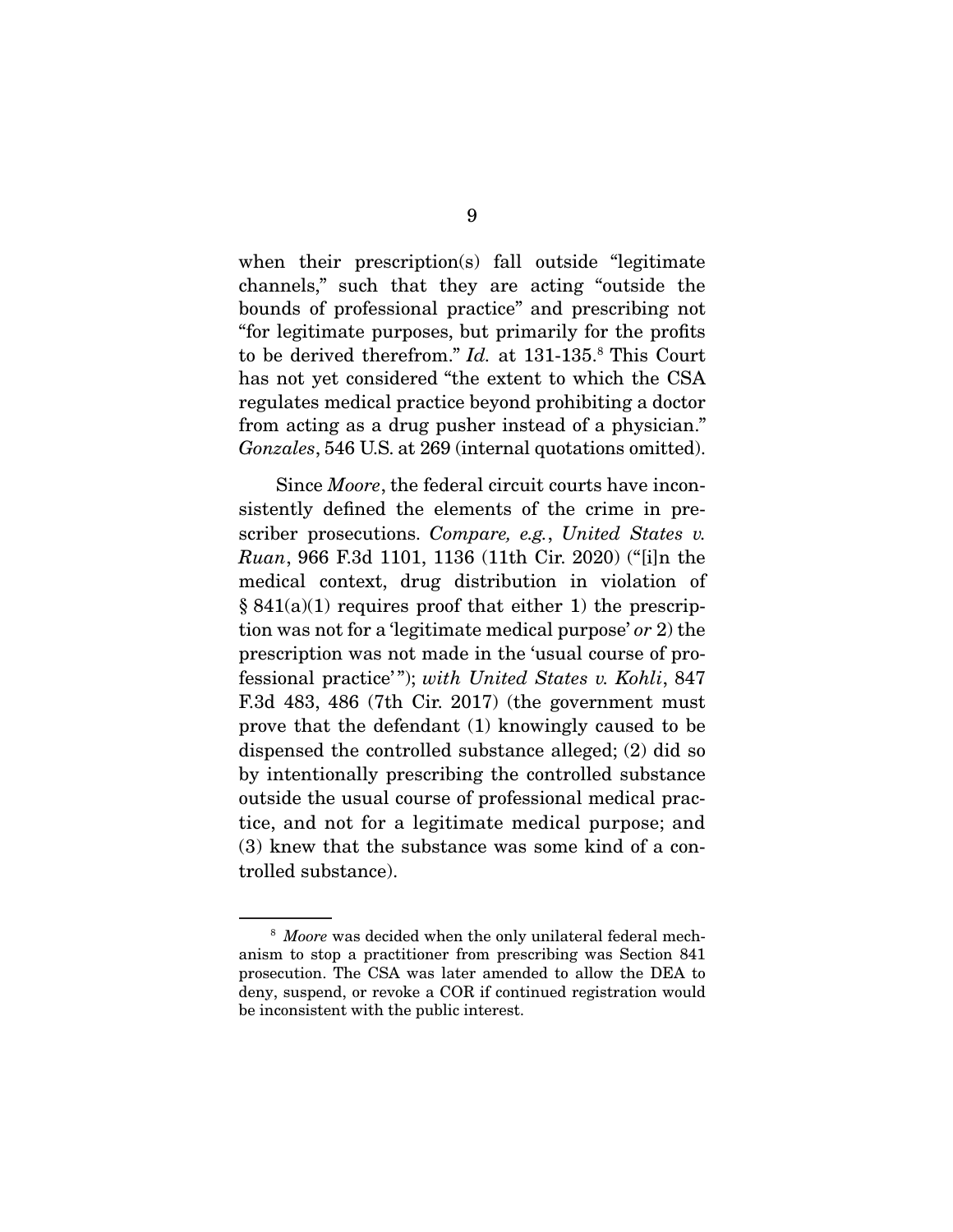when their prescription(s) fall outside "legitimate channels," such that they are acting "outside the bounds of professional practice" and prescribing not "for legitimate purposes, but primarily for the profits to be derived therefrom." *Id.* at 131-135.[8] This Court has not yet considered "the extent to which the CSA regulates medical practice beyond prohibiting a doctor from acting as a drug pusher instead of a physician." *Gonzales*, 546 U.S. at 269 (internal quotations omitted).

Since *Moore*, the federal circuit courts have inconsistently defined the elements of the crime in prescriber prosecutions. *Compare, e.g.*, *United States v. Ruan*, 966 F.3d 1101, 1136 (11th Cir. 2020) ("[i]n the medical context, drug distribution in violation of § 841(a)(1) requires proof that either 1) the prescription was not for a 'legitimate medical purpose' *or* 2) the prescription was not made in the 'usual course of professional practice'"); *with United States v. Kohli*, 847 F.3d 483, 486 (7th Cir. 2017) (the government must prove that the defendant (1) knowingly caused to be dispensed the controlled substance alleged; (2) did so by intentionally prescribing the controlled substance outside the usual course of professional medical practice, and not for a legitimate medical purpose; and (3) knew that the substance was some kind of a controlled substance).

---

[8] *Moore* was decided when the only unilateral federal mechanism to stop a practitioner from prescribing was Section 841 prosecution. The CSA was later amended to allow the DEA to deny, suspend, or revoke a COR if continued registration would be inconsistent with the public interest.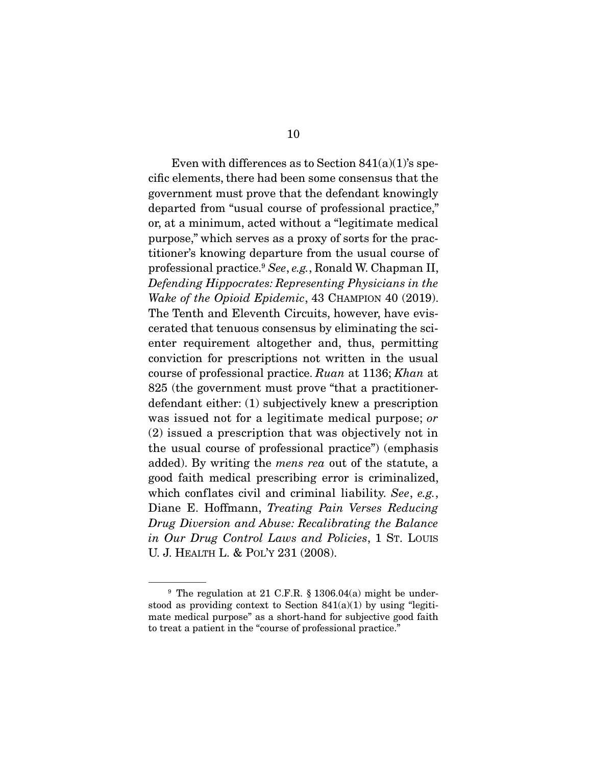Even with differences as to Section 841(a)(1)'s specific elements, there had been some consensus that the government must prove that the defendant knowingly departed from "usual course of professional practice," or, at a minimum, acted without a "legitimate medical purpose," which serves as a proxy of sorts for the practitioner's knowing departure from the usual course of professional practice.[9] *See*, *e.g.*, Ronald W. Chapman II, *Defending Hippocrates: Representing Physicians in the Wake of the Opioid Epidemic*, 43 CHAMPION 40 (2019). The Tenth and Eleventh Circuits, however, have eviscerated that tenuous consensus by eliminating the scienter requirement altogether and, thus, permitting conviction for prescriptions not written in the usual course of professional practice. *Ruan* at 1136; *Khan* at 825 (the government must prove "that a practitioner-defendant either: (1) subjectively knew a prescription was issued not for a legitimate medical purpose; *or* (2) issued a prescription that was objectively not in the usual course of professional practice") (emphasis added). By writing the *mens rea* out of the statute, a good faith medical prescribing error is criminalized, which conflates civil and criminal liability. *See*, *e.g.*, Diane E. Hoffmann, *Treating Pain Verses Reducing Drug Diversion and Abuse: Recalibrating the Balance in Our Drug Control Laws and Policies*, 1 ST. LOUIS U. J. HEALTH L. & POL'Y 231 (2008).

---

[9] The regulation at 21 C.F.R. § 1306.04(a) might be understood as providing context to Section 841(a)(1) by using "legitimate medical purpose" as a short-hand for subjective good faith to treat a patient in the "course of professional practice."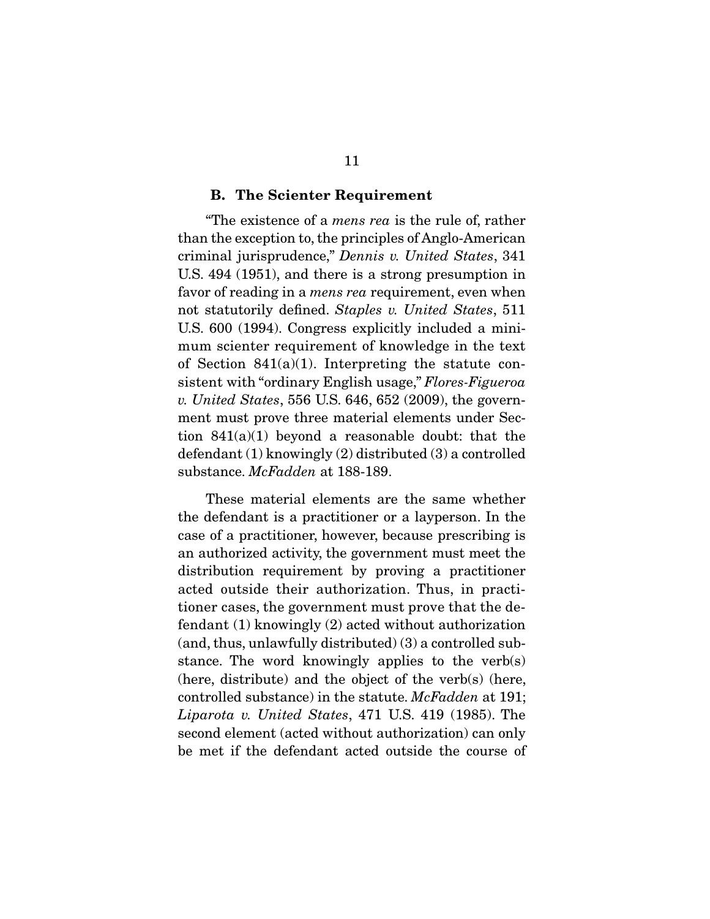### B. The Scienter Requirement

"The existence of a *mens rea* is the rule of, rather than the exception to, the principles of Anglo-American criminal jurisprudence," *Dennis v. United States*, 341 U.S. 494 (1951), and there is a strong presumption in favor of reading in a *mens rea* requirement, even when not statutorily defined. *Staples v. United States*, 511 U.S. 600 (1994). Congress explicitly included a minimum scienter requirement of knowledge in the text of Section 841(a)(1). Interpreting the statute consistent with "ordinary English usage," *Flores-Figueroa v. United States*, 556 U.S. 646, 652 (2009), the government must prove three material elements under Section 841(a)(1) beyond a reasonable doubt: that the defendant (1) knowingly (2) distributed (3) a controlled substance. *McFadden* at 188-189.

These material elements are the same whether the defendant is a practitioner or a layperson. In the case of a practitioner, however, because prescribing is an authorized activity, the government must meet the distribution requirement by proving a practitioner acted outside their authorization. Thus, in practitioner cases, the government must prove that the defendant (1) knowingly (2) acted without authorization (and, thus, unlawfully distributed) (3) a controlled substance. The word knowingly applies to the verb(s) (here, distribute) and the object of the verb(s) (here, controlled substance) in the statute. *McFadden* at 191; *Liparota v. United States*, 471 U.S. 419 (1985). The second element (acted without authorization) can only be met if the defendant acted outside the course of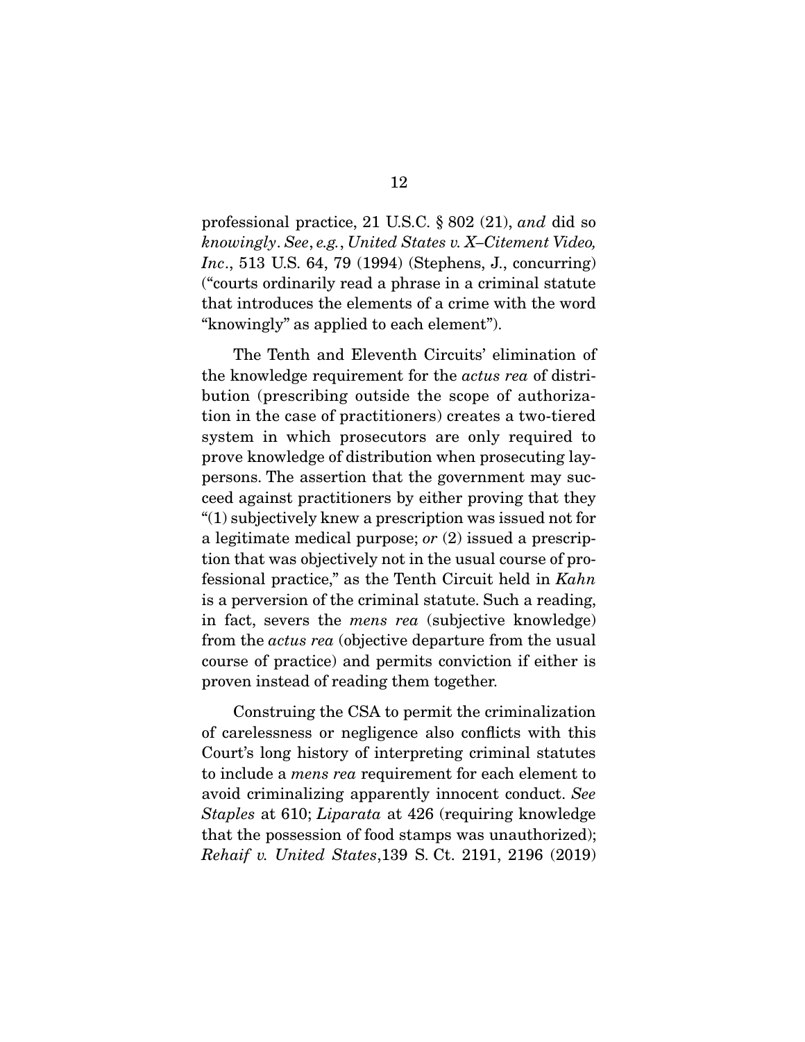professional practice, 21 U.S.C. § 802 (21), *and* did so *knowingly*. *See*, *e.g.*, *United States v. X–Citement Video, Inc*., 513 U.S. 64, 79 (1994) (Stephens, J., concurring) ("courts ordinarily read a phrase in a criminal statute that introduces the elements of a crime with the word "knowingly" as applied to each element").

The Tenth and Eleventh Circuits' elimination of the knowledge requirement for the *actus rea* of distribution (prescribing outside the scope of authorization in the case of practitioners) creates a two-tiered system in which prosecutors are only required to prove knowledge of distribution when prosecuting laypersons. The assertion that the government may succeed against practitioners by either proving that they "(1) subjectively knew a prescription was issued not for a legitimate medical purpose; *or* (2) issued a prescription that was objectively not in the usual course of professional practice," as the Tenth Circuit held in *Kahn* is a perversion of the criminal statute. Such a reading, in fact, severs the *mens rea* (subjective knowledge) from the *actus rea* (objective departure from the usual course of practice) and permits conviction if either is proven instead of reading them together.

Construing the CSA to permit the criminalization of carelessness or negligence also conflicts with this Court's long history of interpreting criminal statutes to include a *mens rea* requirement for each element to avoid criminalizing apparently innocent conduct. *See Staples* at 610; *Liparata* at 426 (requiring knowledge that the possession of food stamps was unauthorized); *Rehaif v. United States*,139 S. Ct. 2191, 2196 (2019)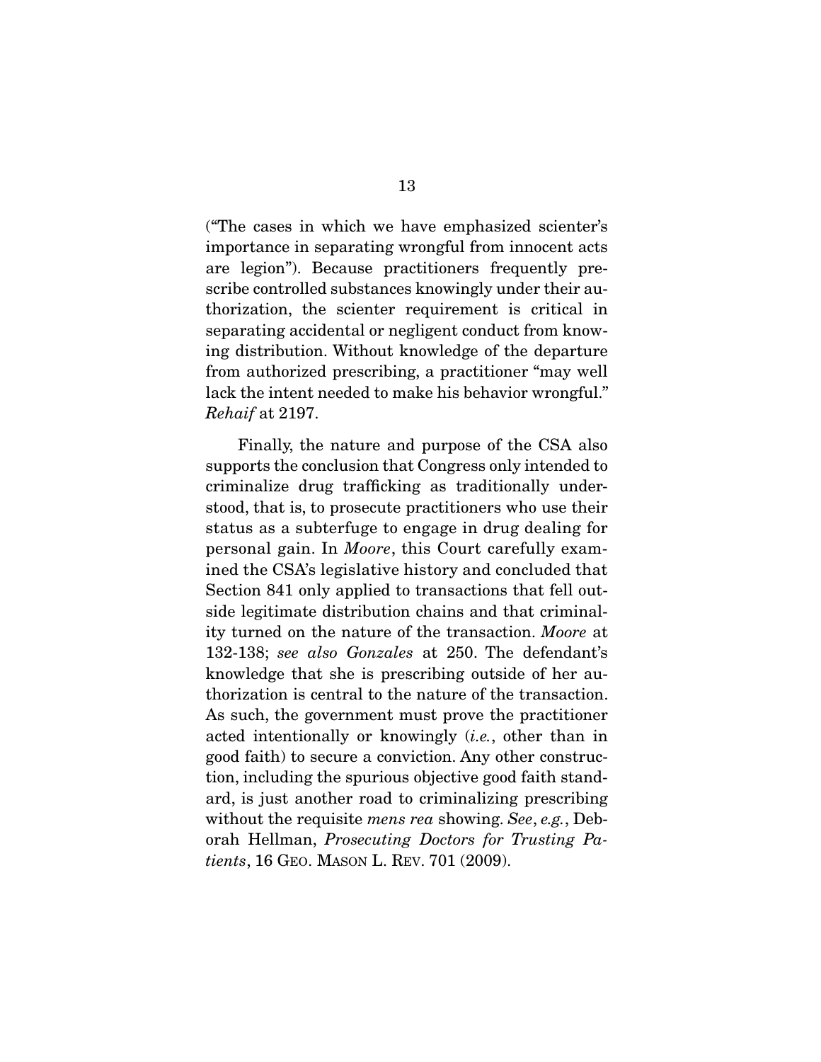("The cases in which we have emphasized scienter's importance in separating wrongful from innocent acts are legion"). Because practitioners frequently prescribe controlled substances knowingly under their authorization, the scienter requirement is critical in separating accidental or negligent conduct from knowing distribution. Without knowledge of the departure from authorized prescribing, a practitioner "may well lack the intent needed to make his behavior wrongful." *Rehaif* at 2197.

Finally, the nature and purpose of the CSA also supports the conclusion that Congress only intended to criminalize drug trafficking as traditionally understood, that is, to prosecute practitioners who use their status as a subterfuge to engage in drug dealing for personal gain. In *Moore*, this Court carefully examined the CSA's legislative history and concluded that Section 841 only applied to transactions that fell outside legitimate distribution chains and that criminality turned on the nature of the transaction. *Moore* at 132-138; *see also Gonzales* at 250. The defendant's knowledge that she is prescribing outside of her authorization is central to the nature of the transaction. As such, the government must prove the practitioner acted intentionally or knowingly (*i.e.*, other than in good faith) to secure a conviction. Any other construction, including the spurious objective good faith standard, is just another road to criminalizing prescribing without the requisite *mens rea* showing. *See*, *e.g.*, Deborah Hellman, *Prosecuting Doctors for Trusting Patients*, 16 GEO. MASON L. REV. 701 (2009).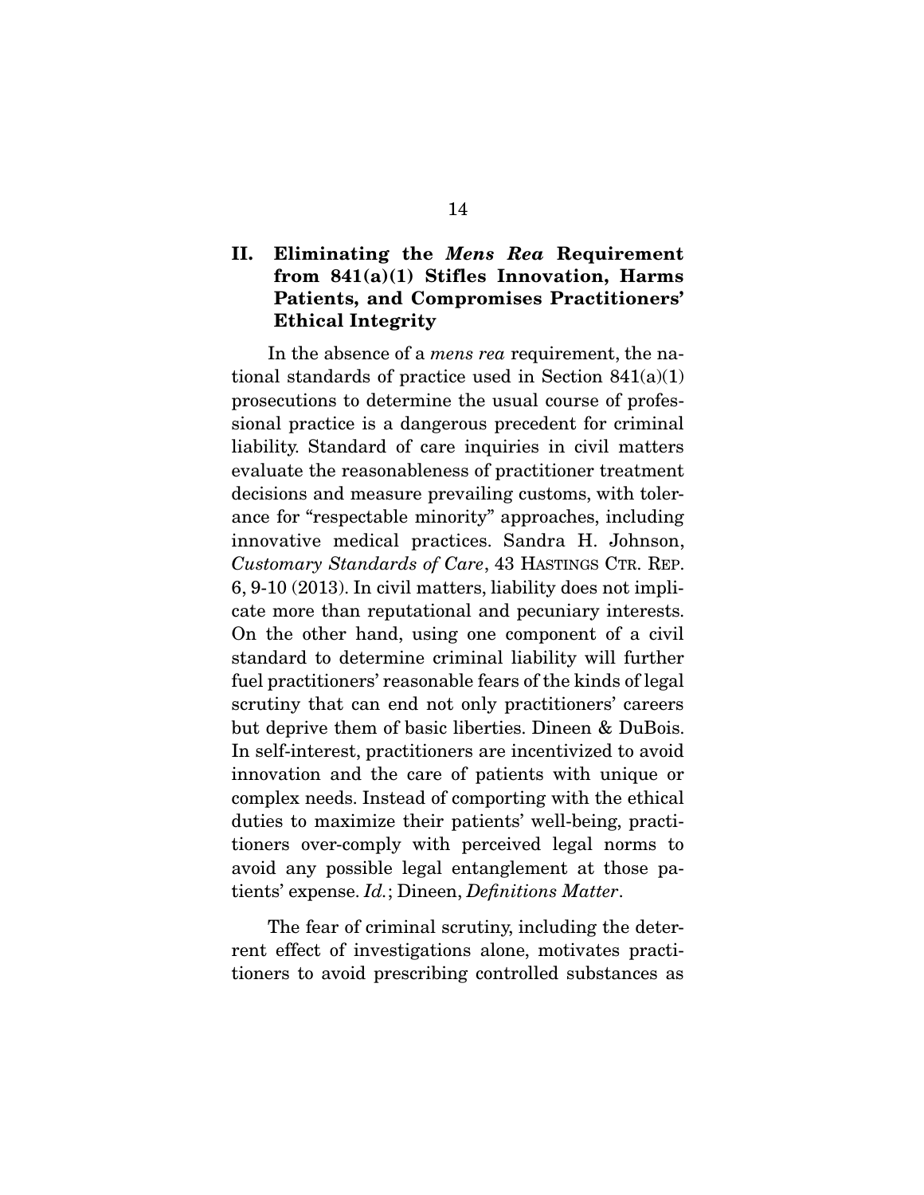## II. Eliminating the *Mens Rea* Requirement from 841(a)(1) Stifles Innovation, Harms Patients, and Compromises Practitioners' Ethical Integrity

In the absence of a *mens rea* requirement, the national standards of practice used in Section 841(a)(1) prosecutions to determine the usual course of professional practice is a dangerous precedent for criminal liability. Standard of care inquiries in civil matters evaluate the reasonableness of practitioner treatment decisions and measure prevailing customs, with tolerance for "respectable minority" approaches, including innovative medical practices. Sandra H. Johnson, *Customary Standards of Care*, 43 HASTINGS CTR. REP. 6, 9-10 (2013). In civil matters, liability does not implicate more than reputational and pecuniary interests. On the other hand, using one component of a civil standard to determine criminal liability will further fuel practitioners' reasonable fears of the kinds of legal scrutiny that can end not only practitioners' careers but deprive them of basic liberties. Dineen & DuBois. In self-interest, practitioners are incentivized to avoid innovation and the care of patients with unique or complex needs. Instead of comporting with the ethical duties to maximize their patients' well-being, practitioners over-comply with perceived legal norms to avoid any possible legal entanglement at those patients' expense. *Id.*; Dineen, *Definitions Matter*.

The fear of criminal scrutiny, including the deterrent effect of investigations alone, motivates practitioners to avoid prescribing controlled substances as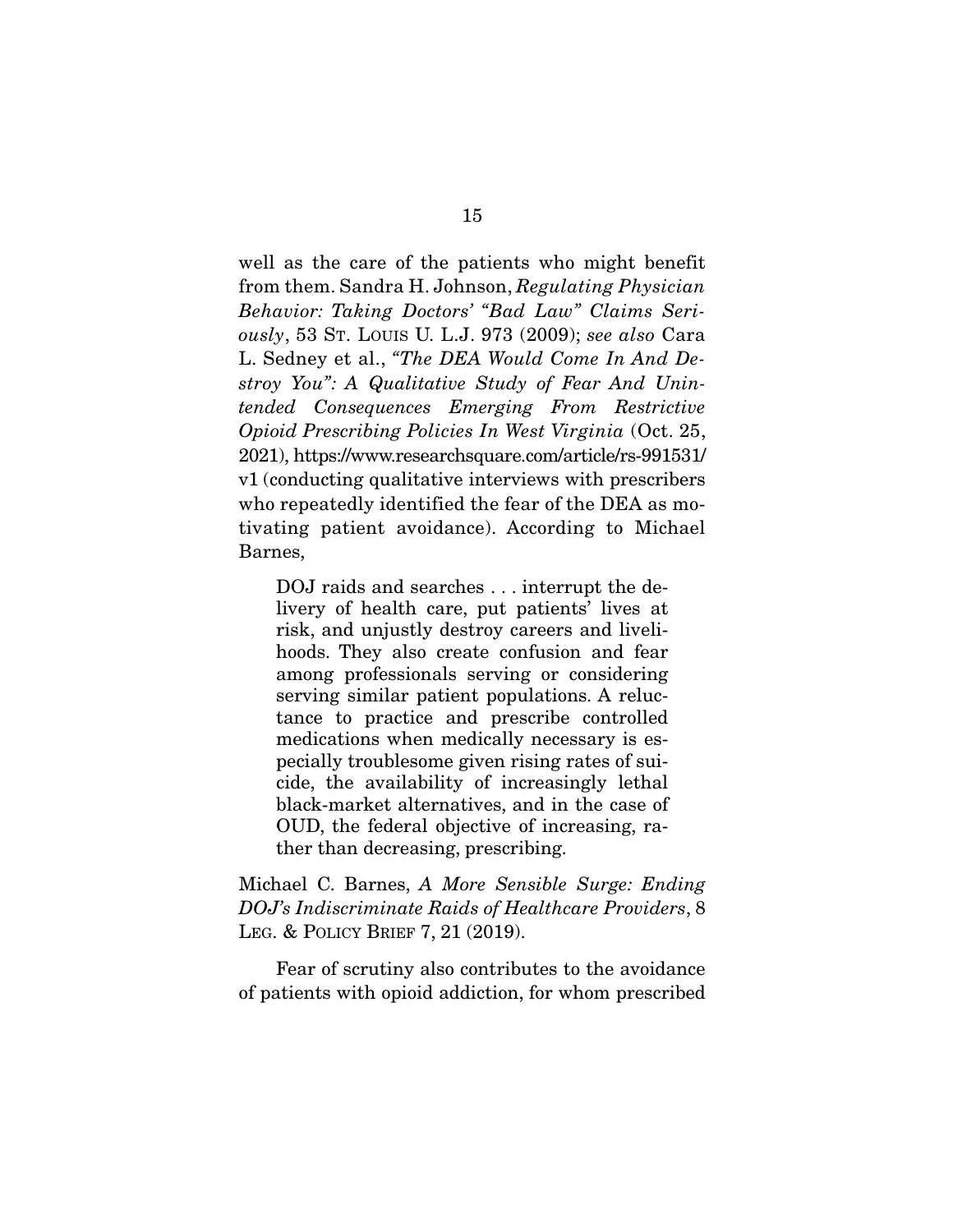well as the care of the patients who might benefit from them. Sandra H. Johnson, *Regulating Physician Behavior: Taking Doctors' "Bad Law" Claims Seriously*, 53 ST. LOUIS U. L.J. 973 (2009); *see also* Cara L. Sedney et al., *"The DEA Would Come In And Destroy You": A Qualitative Study of Fear And Unintended Consequences Emerging From Restrictive Opioid Prescribing Policies In West Virginia* (Oct. 25, 2021), https://www.researchsquare.com/article/rs-991531/v1 (conducting qualitative interviews with prescribers who repeatedly identified the fear of the DEA as motivating patient avoidance). According to Michael Barnes,

> DOJ raids and searches . . . interrupt the delivery of health care, put patients' lives at risk, and unjustly destroy careers and livelihoods. They also create confusion and fear among professionals serving or considering serving similar patient populations. A reluctance to practice and prescribe controlled medications when medically necessary is especially troublesome given rising rates of suicide, the availability of increasingly lethal black-market alternatives, and in the case of OUD, the federal objective of increasing, rather than decreasing, prescribing.

Michael C. Barnes, *A More Sensible Surge: Ending DOJ's Indiscriminate Raids of Healthcare Providers*, 8 LEG. & POLICY BRIEF 7, 21 (2019).

Fear of scrutiny also contributes to the avoidance of patients with opioid addiction, for whom prescribed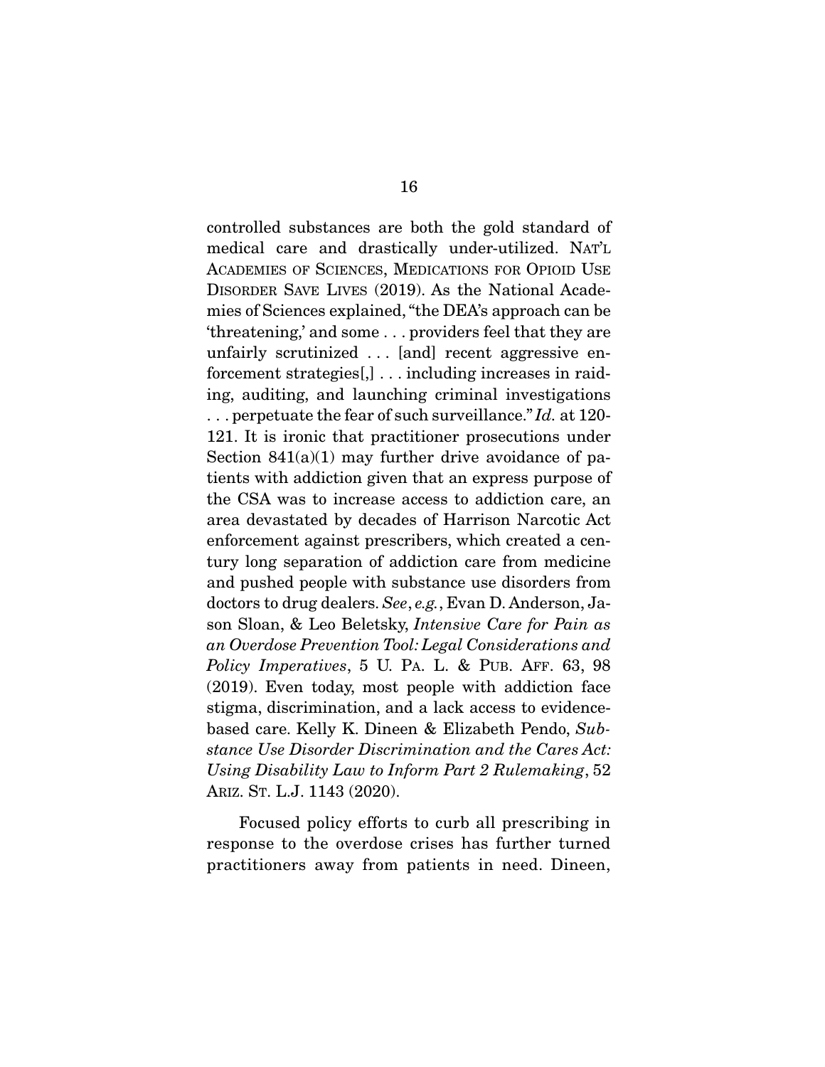controlled substances are both the gold standard of medical care and drastically under-utilized. NAT'L ACADEMIES OF SCIENCES, MEDICATIONS FOR OPIOID USE DISORDER SAVE LIVES (2019). As the National Academies of Sciences explained, "the DEA's approach can be 'threatening,' and some . . . providers feel that they are unfairly scrutinized . . . [and] recent aggressive enforcement strategies[,] . . . including increases in raiding, auditing, and launching criminal investigations . . . perpetuate the fear of such surveillance." *Id.* at 120-121. It is ironic that practitioner prosecutions under Section 841(a)(1) may further drive avoidance of patients with addiction given that an express purpose of the CSA was to increase access to addiction care, an area devastated by decades of Harrison Narcotic Act enforcement against prescribers, which created a century long separation of addiction care from medicine and pushed people with substance use disorders from doctors to drug dealers. *See*, *e.g.*, Evan D. Anderson, Jason Sloan, & Leo Beletsky, *Intensive Care for Pain as an Overdose Prevention Tool: Legal Considerations and Policy Imperatives*, 5 U. PA. L. & PUB. AFF. 63, 98 (2019). Even today, most people with addiction face stigma, discrimination, and a lack access to evidence-based care. Kelly K. Dineen & Elizabeth Pendo, *Substance Use Disorder Discrimination and the Cares Act: Using Disability Law to Inform Part 2 Rulemaking*, 52 ARIZ. ST. L.J. 1143 (2020).

Focused policy efforts to curb all prescribing in response to the overdose crises has further turned practitioners away from patients in need. Dineen,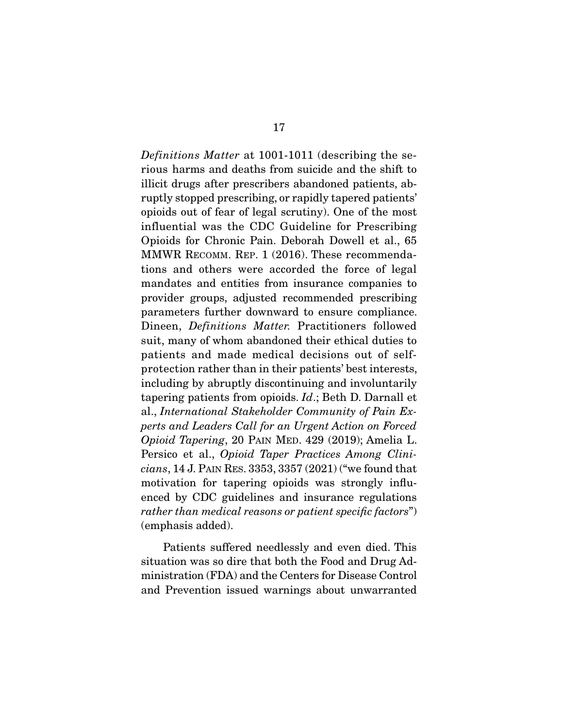*Definitions Matter* at 1001-1011 (describing the serious harms and deaths from suicide and the shift to illicit drugs after prescribers abandoned patients, abruptly stopped prescribing, or rapidly tapered patients' opioids out of fear of legal scrutiny). One of the most influential was the CDC Guideline for Prescribing Opioids for Chronic Pain. Deborah Dowell et al., 65 MMWR RECOMM. REP. 1 (2016). These recommendations and others were accorded the force of legal mandates and entities from insurance companies to provider groups, adjusted recommended prescribing parameters further downward to ensure compliance. Dineen, *Definitions Matter.* Practitioners followed suit, many of whom abandoned their ethical duties to patients and made medical decisions out of self-protection rather than in their patients' best interests, including by abruptly discontinuing and involuntarily tapering patients from opioids. *Id*.; Beth D. Darnall et al., *International Stakeholder Community of Pain Experts and Leaders Call for an Urgent Action on Forced Opioid Tapering*, 20 PAIN MED. 429 (2019); Amelia L. Persico et al., *Opioid Taper Practices Among Clinicians*, 14 J. PAIN RES. 3353, 3357 (2021) ("we found that motivation for tapering opioids was strongly influenced by CDC guidelines and insurance regulations *rather than medical reasons or patient specific factors*") (emphasis added).

Patients suffered needlessly and even died. This situation was so dire that both the Food and Drug Administration (FDA) and the Centers for Disease Control and Prevention issued warnings about unwarranted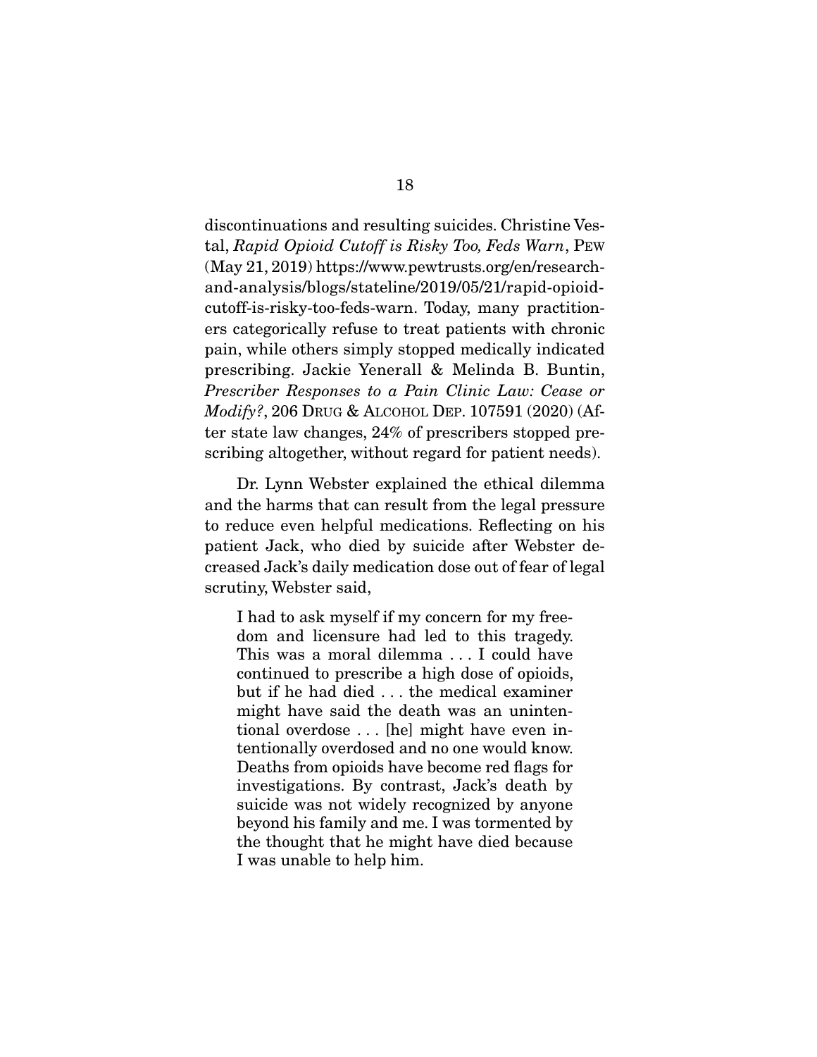discontinuations and resulting suicides. Christine Vestal, *Rapid Opioid Cutoff is Risky Too, Feds Warn*, PEW (May 21, 2019) https://www.pewtrusts.org/en/research-and-analysis/blogs/stateline/2019/05/21/rapid-opioid-cutoff-is-risky-too-feds-warn. Today, many practitioners categorically refuse to treat patients with chronic pain, while others simply stopped medically indicated prescribing. Jackie Yenerall & Melinda B. Buntin, *Prescriber Responses to a Pain Clinic Law: Cease or Modify?*, 206 DRUG & ALCOHOL DEP. 107591 (2020) (After state law changes, 24% of prescribers stopped prescribing altogether, without regard for patient needs).

Dr. Lynn Webster explained the ethical dilemma and the harms that can result from the legal pressure to reduce even helpful medications. Reflecting on his patient Jack, who died by suicide after Webster decreased Jack's daily medication dose out of fear of legal scrutiny, Webster said,

> I had to ask myself if my concern for my freedom and licensure had led to this tragedy. This was a moral dilemma . . . I could have continued to prescribe a high dose of opioids, but if he had died . . . the medical examiner might have said the death was an unintentional overdose . . . [he] might have even intentionally overdosed and no one would know. Deaths from opioids have become red flags for investigations. By contrast, Jack's death by suicide was not widely recognized by anyone beyond his family and me. I was tormented by the thought that he might have died because I was unable to help him.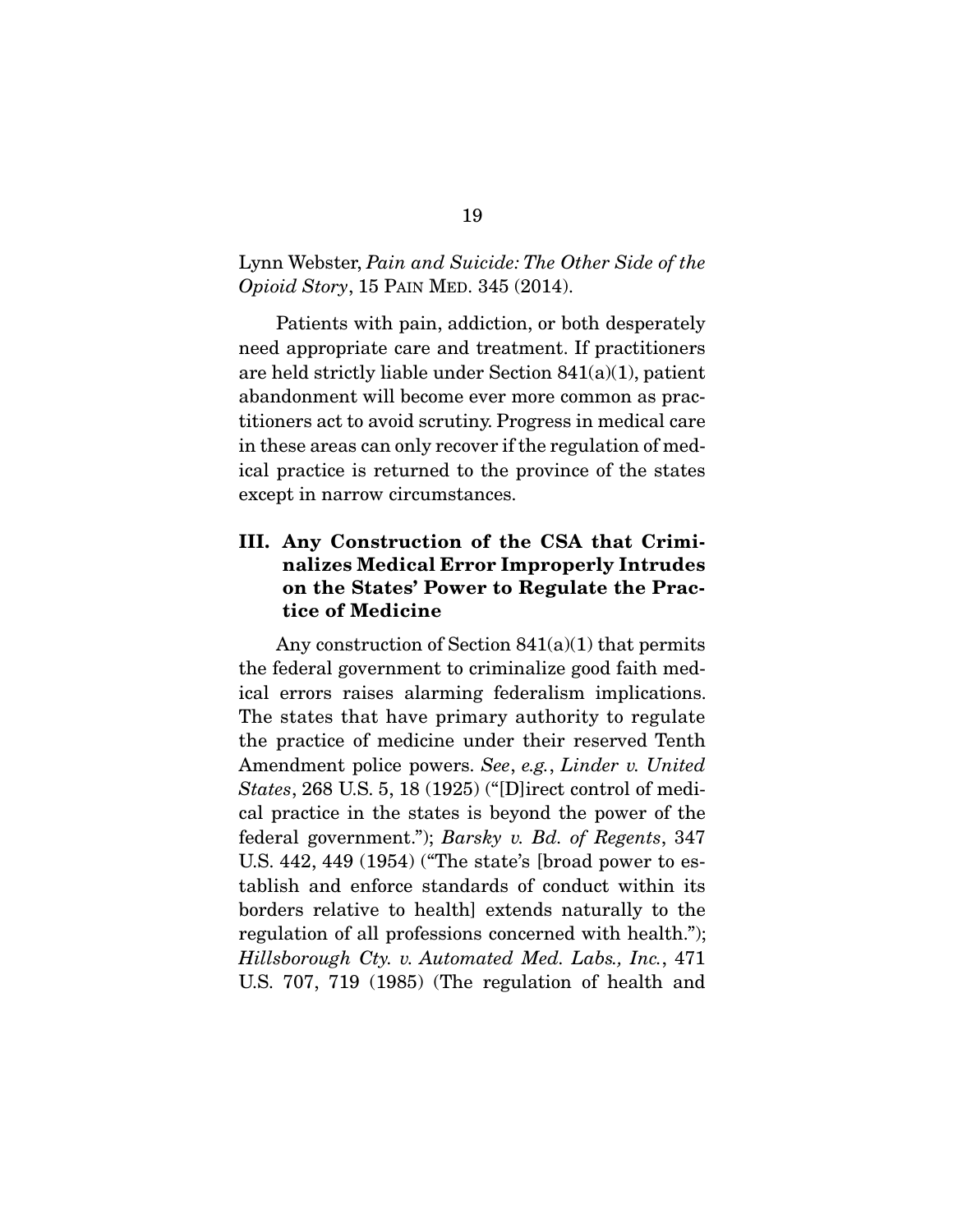Lynn Webster, *Pain and Suicide: The Other Side of the Opioid Story*, 15 PAIN MED. 345 (2014).

Patients with pain, addiction, or both desperately need appropriate care and treatment. If practitioners are held strictly liable under Section 841(a)(1), patient abandonment will become ever more common as practitioners act to avoid scrutiny. Progress in medical care in these areas can only recover if the regulation of medical practice is returned to the province of the states except in narrow circumstances.

## III. Any Construction of the CSA that Criminalizes Medical Error Improperly Intrudes on the States' Power to Regulate the Practice of Medicine

Any construction of Section 841(a)(1) that permits the federal government to criminalize good faith medical errors raises alarming federalism implications. The states that have primary authority to regulate the practice of medicine under their reserved Tenth Amendment police powers. *See*, *e.g.*, *Linder v. United States*, 268 U.S. 5, 18 (1925) ("[D]irect control of medical practice in the states is beyond the power of the federal government."); *Barsky v. Bd. of Regents*, 347 U.S. 442, 449 (1954) ("The state's [broad power to establish and enforce standards of conduct within its borders relative to health] extends naturally to the regulation of all professions concerned with health."); *Hillsborough Cty. v. Automated Med. Labs., Inc.*, 471 U.S. 707, 719 (1985) (The regulation of health and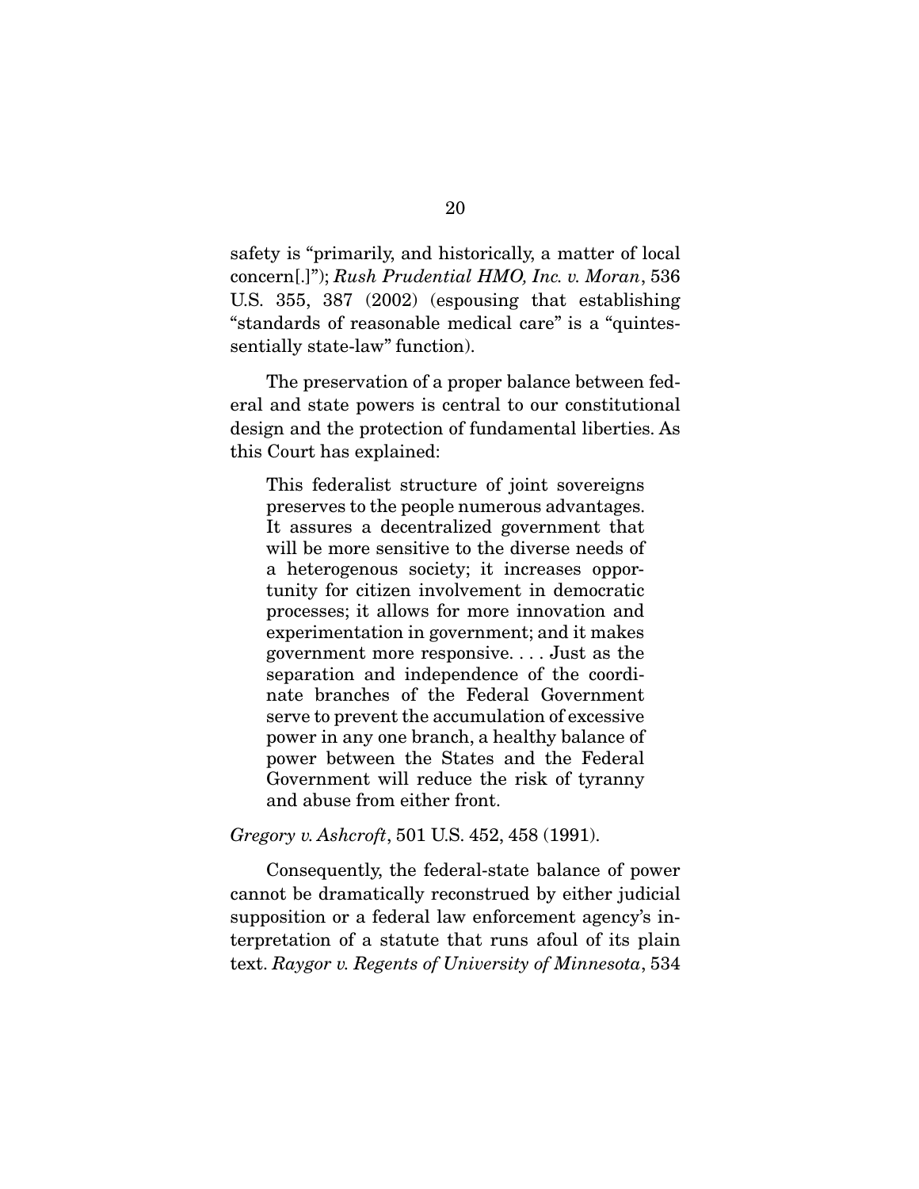safety is "primarily, and historically, a matter of local concern[.]"); *Rush Prudential HMO, Inc. v. Moran*, 536 U.S. 355, 387 (2002) (espousing that establishing "standards of reasonable medical care" is a "quintessentially state-law" function).

The preservation of a proper balance between federal and state powers is central to our constitutional design and the protection of fundamental liberties. As this Court has explained:

> This federalist structure of joint sovereigns preserves to the people numerous advantages. It assures a decentralized government that will be more sensitive to the diverse needs of a heterogenous society; it increases opportunity for citizen involvement in democratic processes; it allows for more innovation and experimentation in government; and it makes government more responsive. . . . Just as the separation and independence of the coordinate branches of the Federal Government serve to prevent the accumulation of excessive power in any one branch, a healthy balance of power between the States and the Federal Government will reduce the risk of tyranny and abuse from either front.

*Gregory v. Ashcroft*, 501 U.S. 452, 458 (1991).

Consequently, the federal-state balance of power cannot be dramatically reconstrued by either judicial supposition or a federal law enforcement agency's interpretation of a statute that runs afoul of its plain text. *Raygor v. Regents of University of Minnesota*, 534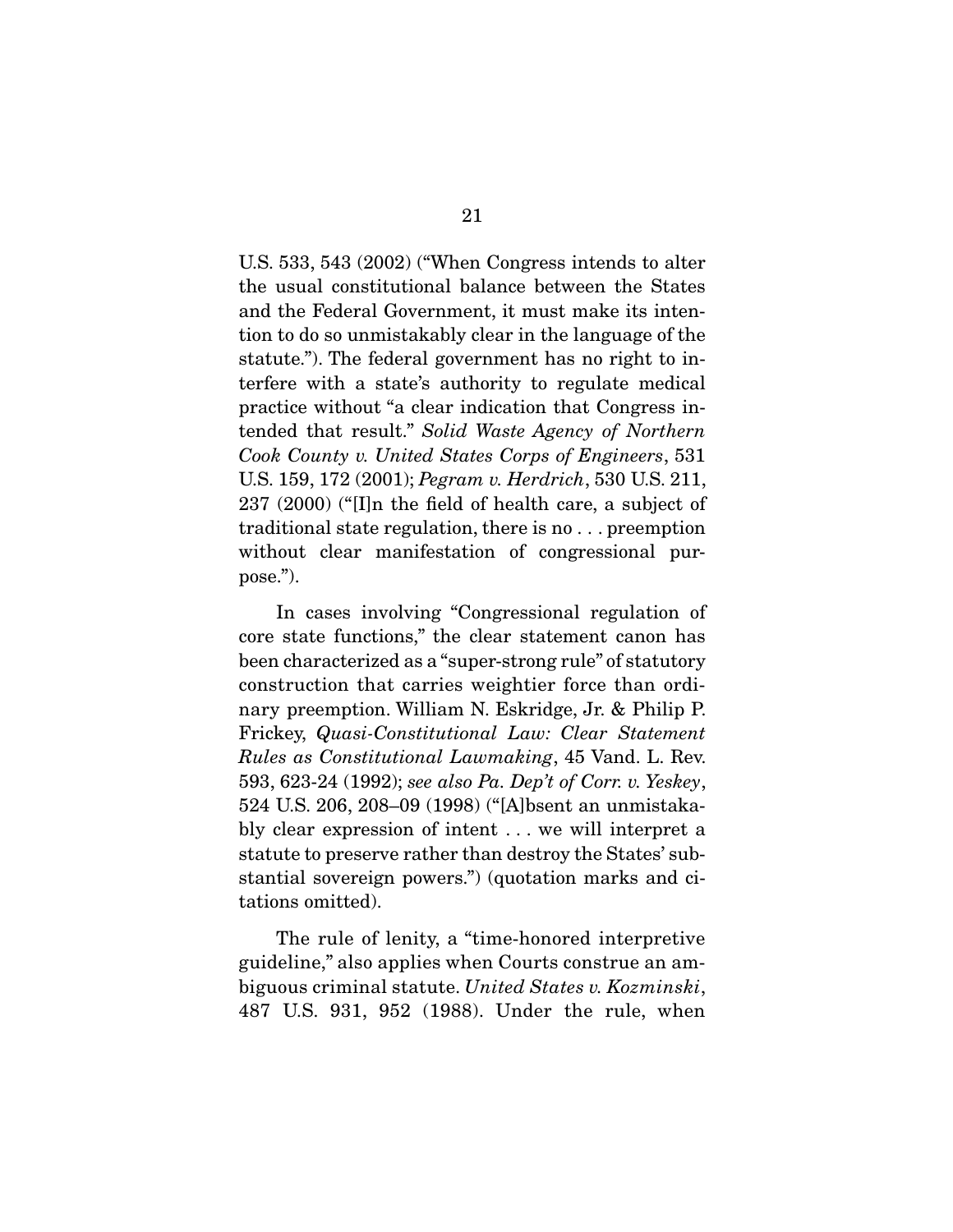U.S. 533, 543 (2002) ("When Congress intends to alter the usual constitutional balance between the States and the Federal Government, it must make its intention to do so unmistakably clear in the language of the statute."). The federal government has no right to interfere with a state's authority to regulate medical practice without "a clear indication that Congress intended that result." *Solid Waste Agency of Northern Cook County v. United States Corps of Engineers*, 531 U.S. 159, 172 (2001); *Pegram v. Herdrich*, 530 U.S. 211, 237 (2000) ("[I]n the field of health care, a subject of traditional state regulation, there is no . . . preemption without clear manifestation of congressional purpose.").

In cases involving "Congressional regulation of core state functions," the clear statement canon has been characterized as a "super-strong rule" of statutory construction that carries weightier force than ordinary preemption. William N. Eskridge, Jr. & Philip P. Frickey, *Quasi-Constitutional Law: Clear Statement Rules as Constitutional Lawmaking*, 45 Vand. L. Rev. 593, 623-24 (1992); *see also Pa. Dep't of Corr. v. Yeskey*, 524 U.S. 206, 208–09 (1998) ("[A]bsent an unmistakably clear expression of intent . . . we will interpret a statute to preserve rather than destroy the States' substantial sovereign powers.") (quotation marks and citations omitted).

The rule of lenity, a "time-honored interpretive guideline," also applies when Courts construe an ambiguous criminal statute. *United States v. Kozminski*, 487 U.S. 931, 952 (1988). Under the rule, when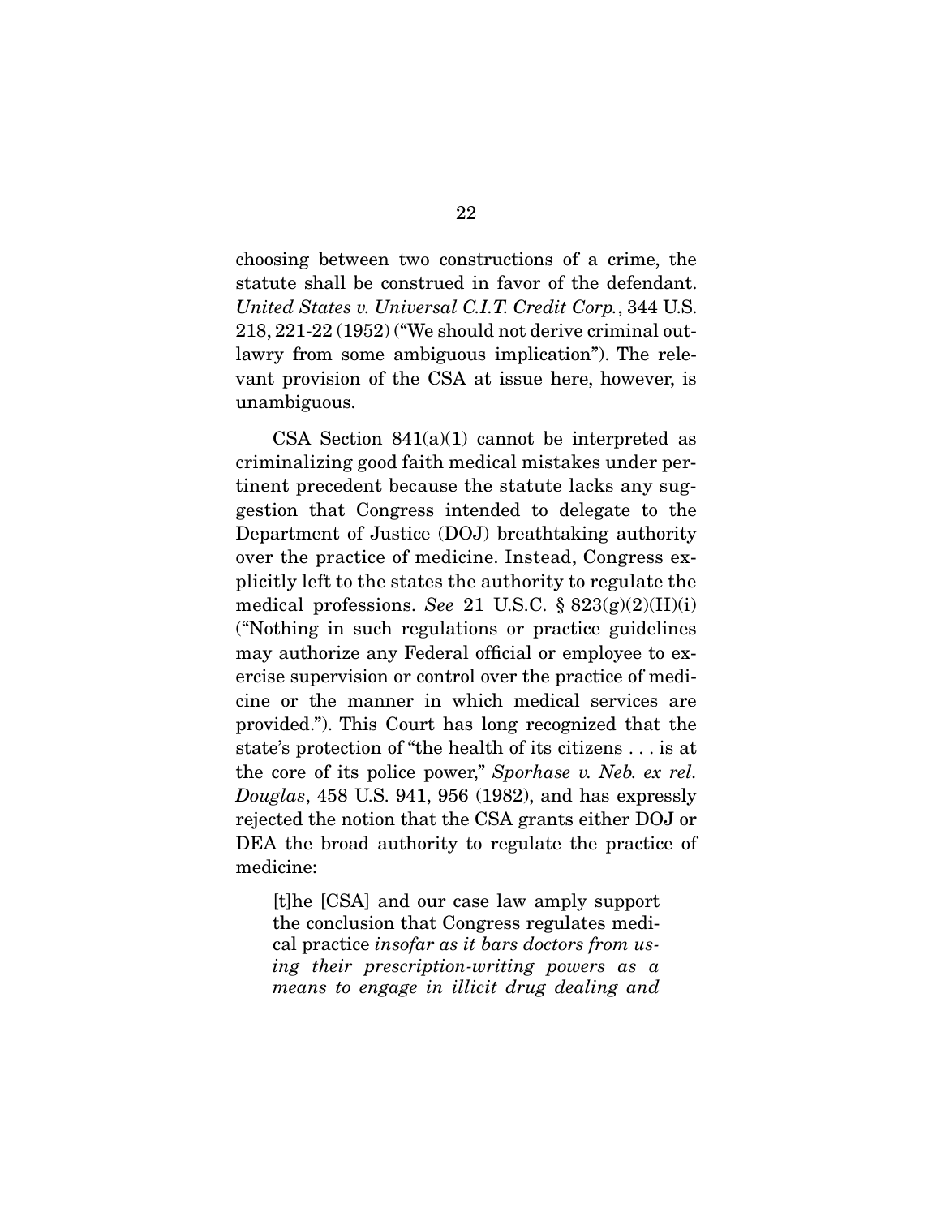choosing between two constructions of a crime, the statute shall be construed in favor of the defendant. *United States v. Universal C.I.T. Credit Corp.*, 344 U.S. 218, 221-22 (1952) ("We should not derive criminal outlawry from some ambiguous implication"). The relevant provision of the CSA at issue here, however, is unambiguous.

CSA Section 841(a)(1) cannot be interpreted as criminalizing good faith medical mistakes under pertinent precedent because the statute lacks any suggestion that Congress intended to delegate to the Department of Justice (DOJ) breathtaking authority over the practice of medicine. Instead, Congress explicitly left to the states the authority to regulate the medical professions. *See* 21 U.S.C. § 823(g)(2)(H)(i) ("Nothing in such regulations or practice guidelines may authorize any Federal official or employee to exercise supervision or control over the practice of medicine or the manner in which medical services are provided."). This Court has long recognized that the state's protection of "the health of its citizens . . . is at the core of its police power," *Sporhase v. Neb. ex rel. Douglas*, 458 U.S. 941, 956 (1982), and has expressly rejected the notion that the CSA grants either DOJ or DEA the broad authority to regulate the practice of medicine:

> [t]he [CSA] and our case law amply support the conclusion that Congress regulates medical practice *insofar as it bars doctors from using their prescription-writing powers as a means to engage in illicit drug dealing and*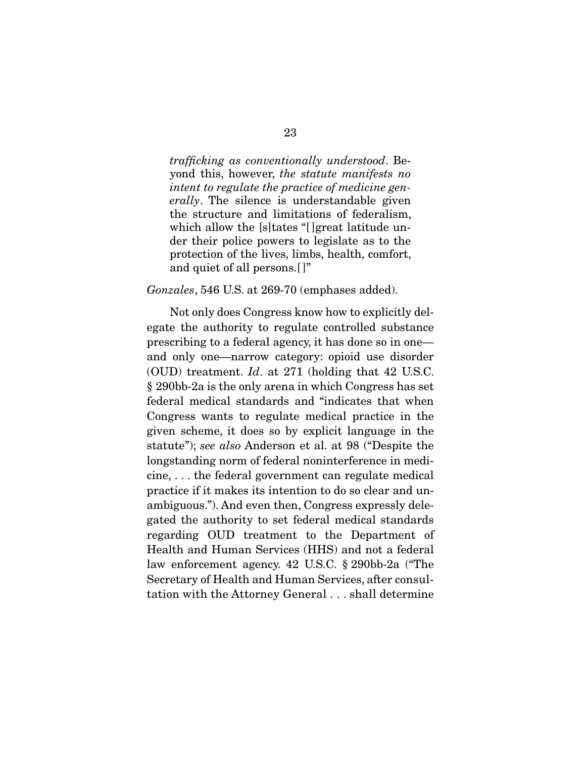> *trafficking as conventionally understood*. Beyond this, however, *the statute manifests no intent to regulate the practice of medicine generally*. The silence is understandable given the structure and limitations of federalism, which allow the [s]tates "[]great latitude under their police powers to legislate as to the protection of the lives, limbs, health, comfort, and quiet of all persons.[]"

*Gonzales*, 546 U.S. at 269-70 (emphases added).

Not only does Congress know how to explicitly delegate the authority to regulate controlled substance prescribing to a federal agency, it has done so in one—and only one—narrow category: opioid use disorder (OUD) treatment. *Id*. at 271 (holding that 42 U.S.C. § 290bb-2a is the only arena in which Congress has set federal medical standards and "indicates that when Congress wants to regulate medical practice in the given scheme, it does so by explicit language in the statute"); *see also* Anderson et al. at 98 ("Despite the longstanding norm of federal noninterference in medicine, . . . the federal government can regulate medical practice if it makes its intention to do so clear and unambiguous."). And even then, Congress expressly delegated the authority to set federal medical standards regarding OUD treatment to the Department of Health and Human Services (HHS) and not a federal law enforcement agency. 42 U.S.C. § 290bb-2a ("The Secretary of Health and Human Services, after consultation with the Attorney General . . . shall determine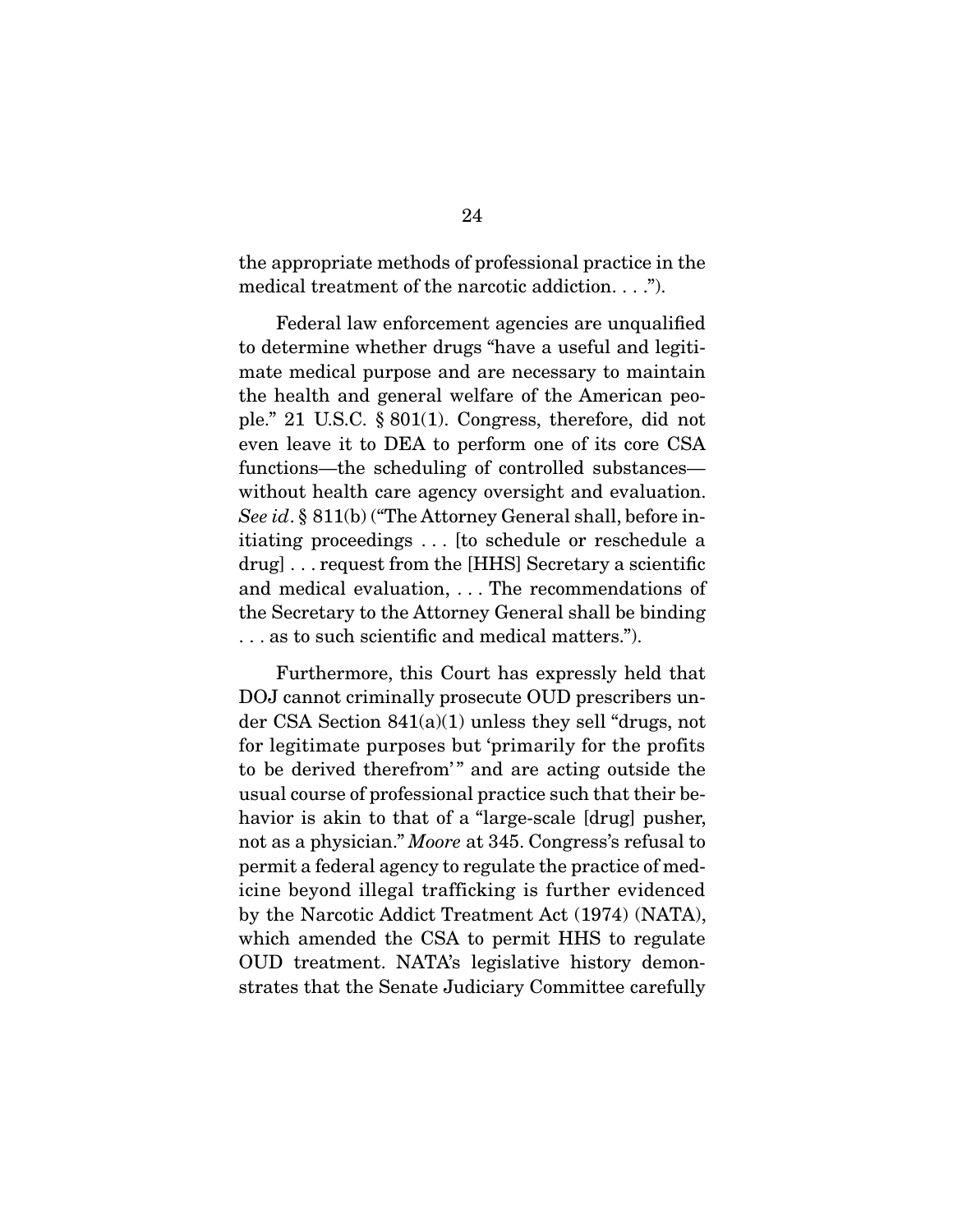the appropriate methods of professional practice in the medical treatment of the narcotic addiction. . . .").

Federal law enforcement agencies are unqualified to determine whether drugs "have a useful and legitimate medical purpose and are necessary to maintain the health and general welfare of the American people." 21 U.S.C. § 801(1). Congress, therefore, did not even leave it to DEA to perform one of its core CSA functions—the scheduling of controlled substances—without health care agency oversight and evaluation. *See id*. § 811(b) ("The Attorney General shall, before initiating proceedings . . . [to schedule or reschedule a drug] . . . request from the [HHS] Secretary a scientific and medical evaluation, . . . The recommendations of the Secretary to the Attorney General shall be binding . . . as to such scientific and medical matters.").

Furthermore, this Court has expressly held that DOJ cannot criminally prosecute OUD prescribers under CSA Section 841(a)(1) unless they sell "drugs, not for legitimate purposes but 'primarily for the profits to be derived therefrom'" and are acting outside the usual course of professional practice such that their behavior is akin to that of a "large-scale [drug] pusher, not as a physician." *Moore* at 345. Congress's refusal to permit a federal agency to regulate the practice of medicine beyond illegal trafficking is further evidenced by the Narcotic Addict Treatment Act (1974) (NATA), which amended the CSA to permit HHS to regulate OUD treatment. NATA's legislative history demonstrates that the Senate Judiciary Committee carefully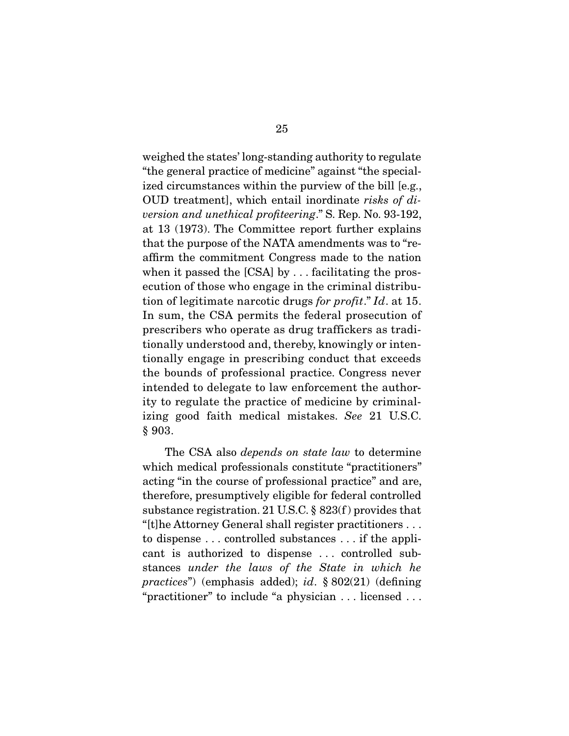weighed the states' long-standing authority to regulate "the general practice of medicine" against "the specialized circumstances within the purview of the bill [e.g., OUD treatment], which entail inordinate *risks of diversion and unethical profiteering*." S. Rep. No. 93-192, at 13 (1973). The Committee report further explains that the purpose of the NATA amendments was to "reaffirm the commitment Congress made to the nation when it passed the [CSA] by . . . facilitating the prosecution of those who engage in the criminal distribution of legitimate narcotic drugs *for profit*." *Id*. at 15. In sum, the CSA permits the federal prosecution of prescribers who operate as drug traffickers as traditionally understood and, thereby, knowingly or intentionally engage in prescribing conduct that exceeds the bounds of professional practice. Congress never intended to delegate to law enforcement the authority to regulate the practice of medicine by criminalizing good faith medical mistakes. *See* 21 U.S.C. § 903.

The CSA also *depends on state law* to determine which medical professionals constitute "practitioners" acting "in the course of professional practice" and are, therefore, presumptively eligible for federal controlled substance registration. 21 U.S.C. § 823(f) provides that "[t]he Attorney General shall register practitioners . . . to dispense . . . controlled substances . . . if the applicant is authorized to dispense . . . controlled substances *under the laws of the State in which he practices*") (emphasis added); *id*. § 802(21) (defining "practitioner" to include "a physician . . . licensed . . .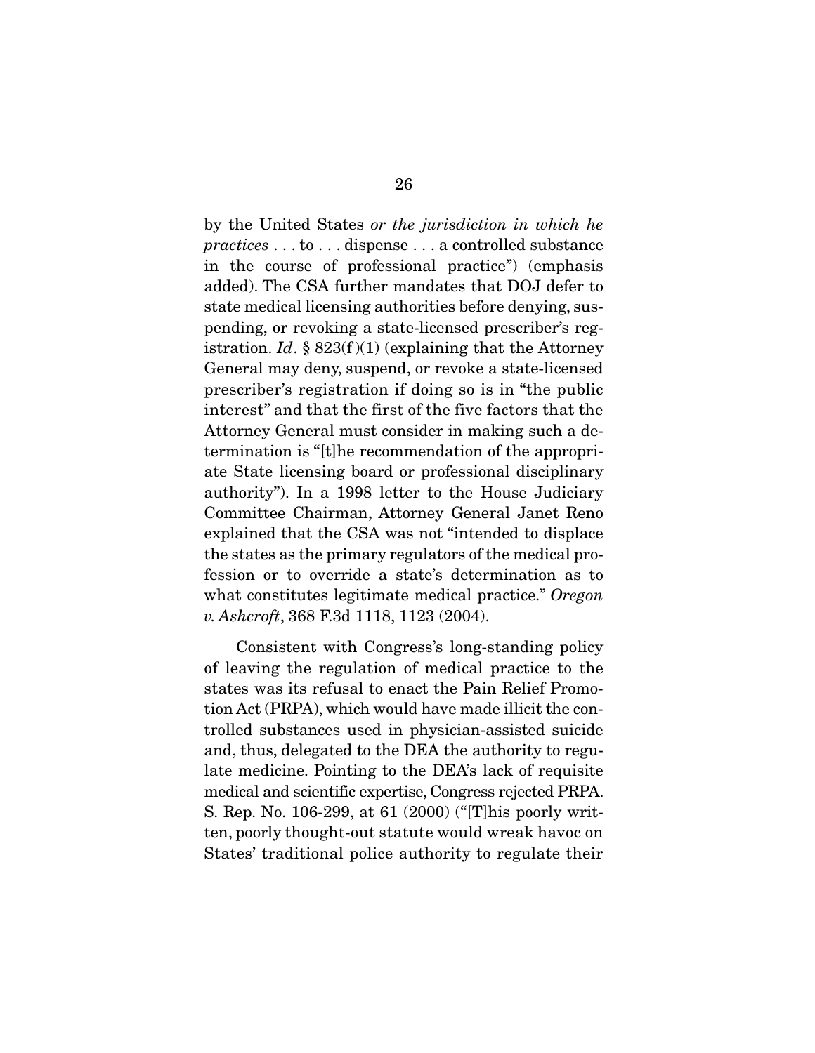by the United States *or the jurisdiction in which he practices* . . . to . . . dispense . . . a controlled substance in the course of professional practice") (emphasis added). The CSA further mandates that DOJ defer to state medical licensing authorities before denying, suspending, or revoking a state-licensed prescriber's registration. *Id*. § 823(f)(1) (explaining that the Attorney General may deny, suspend, or revoke a state-licensed prescriber's registration if doing so is in "the public interest" and that the first of the five factors that the Attorney General must consider in making such a determination is "[t]he recommendation of the appropriate State licensing board or professional disciplinary authority"). In a 1998 letter to the House Judiciary Committee Chairman, Attorney General Janet Reno explained that the CSA was not "intended to displace the states as the primary regulators of the medical profession or to override a state's determination as to what constitutes legitimate medical practice." *Oregon v. Ashcroft*, 368 F.3d 1118, 1123 (2004).

Consistent with Congress's long-standing policy of leaving the regulation of medical practice to the states was its refusal to enact the Pain Relief Promotion Act (PRPA), which would have made illicit the controlled substances used in physician-assisted suicide and, thus, delegated to the DEA the authority to regulate medicine. Pointing to the DEA's lack of requisite medical and scientific expertise, Congress rejected PRPA. S. Rep. No. 106-299, at 61 (2000) ("[T]his poorly written, poorly thought-out statute would wreak havoc on States' traditional police authority to regulate their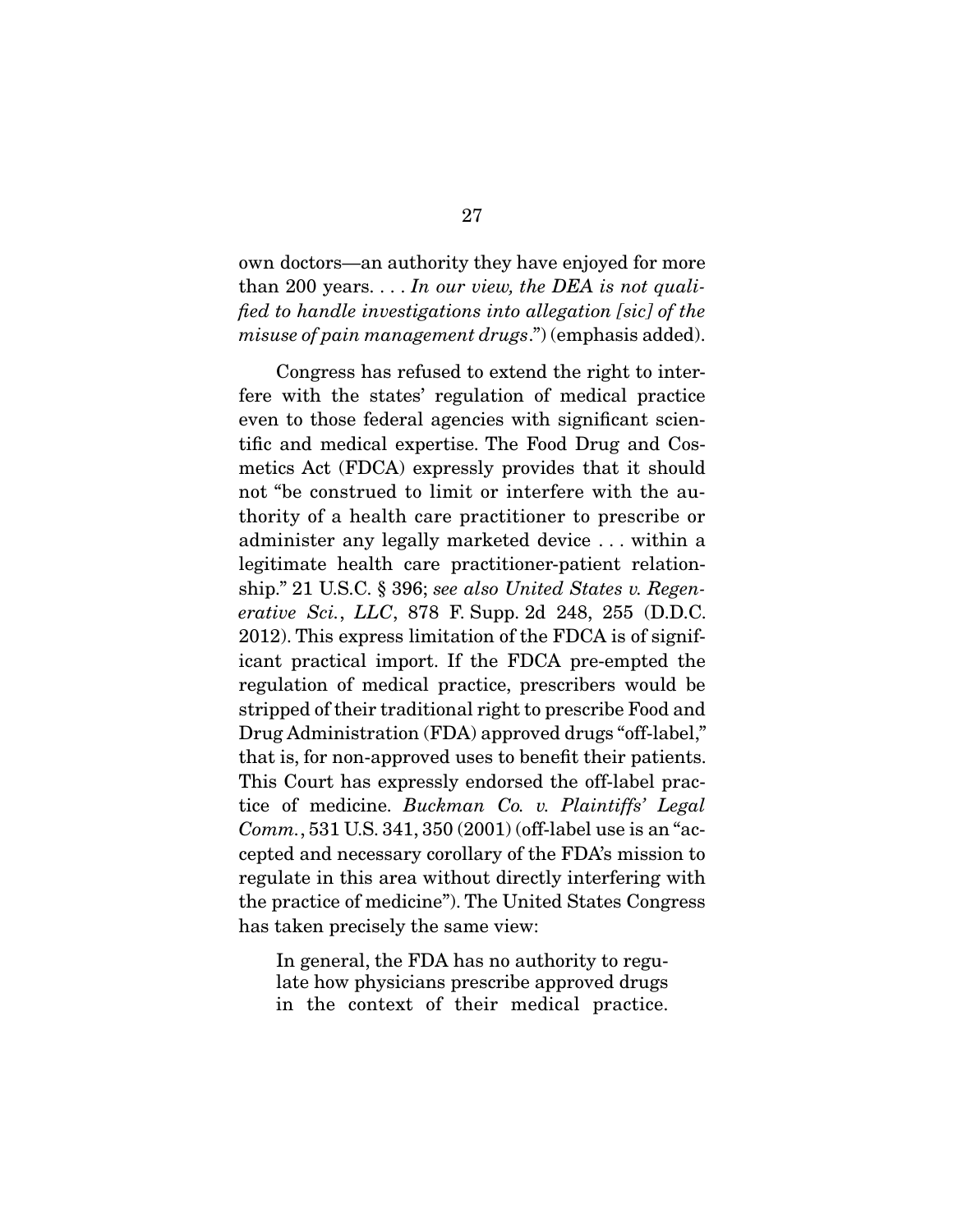own doctors—an authority they have enjoyed for more than 200 years. . . . *In our view, the DEA is not qualified to handle investigations into allegation [sic] of the misuse of pain management drugs*.") (emphasis added).

Congress has refused to extend the right to interfere with the states' regulation of medical practice even to those federal agencies with significant scientific and medical expertise. The Food Drug and Cosmetics Act (FDCA) expressly provides that it should not "be construed to limit or interfere with the authority of a health care practitioner to prescribe or administer any legally marketed device . . . within a legitimate health care practitioner-patient relationship." 21 U.S.C. § 396; *see also United States v. Regenerative Sci., LLC*, 878 F. Supp. 2d 248, 255 (D.D.C. 2012). This express limitation of the FDCA is of significant practical import. If the FDCA pre-empted the regulation of medical practice, prescribers would be stripped of their traditional right to prescribe Food and Drug Administration (FDA) approved drugs "off-label," that is, for non-approved uses to benefit their patients. This Court has expressly endorsed the off-label practice of medicine. *Buckman Co. v. Plaintiffs' Legal Comm.*, 531 U.S. 341, 350 (2001) (off-label use is an "accepted and necessary corollary of the FDA's mission to regulate in this area without directly interfering with the practice of medicine"). The United States Congress has taken precisely the same view:

> In general, the FDA has no authority to regulate how physicians prescribe approved drugs in the context of their medical practice.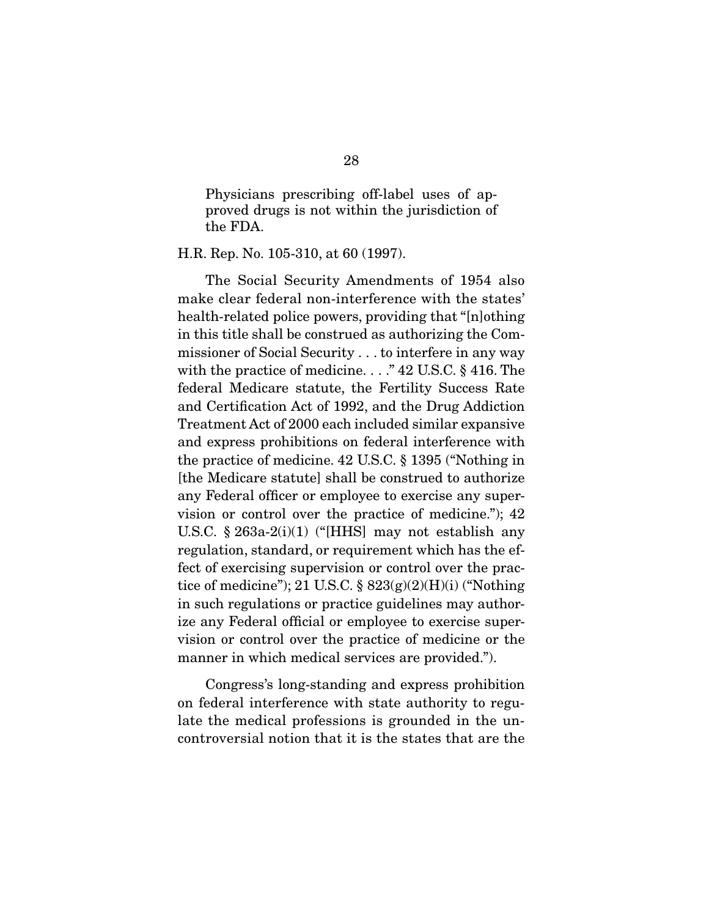> Physicians prescribing off-label uses of approved drugs is not within the jurisdiction of the FDA.

H.R. Rep. No. 105-310, at 60 (1997).

The Social Security Amendments of 1954 also make clear federal non-interference with the states' health-related police powers, providing that "[n]othing in this title shall be construed as authorizing the Commissioner of Social Security . . . to interfere in any way with the practice of medicine. . . ." 42 U.S.C. § 416. The federal Medicare statute, the Fertility Success Rate and Certification Act of 1992, and the Drug Addiction Treatment Act of 2000 each included similar expansive and express prohibitions on federal interference with the practice of medicine. 42 U.S.C. § 1395 ("Nothing in [the Medicare statute] shall be construed to authorize any Federal officer or employee to exercise any supervision or control over the practice of medicine."); 42 U.S.C. § 263a-2(i)(1) ("[HHS] may not establish any regulation, standard, or requirement which has the effect of exercising supervision or control over the practice of medicine"); 21 U.S.C. § 823(g)(2)(H)(i) ("Nothing in such regulations or practice guidelines may authorize any Federal official or employee to exercise supervision or control over the practice of medicine or the manner in which medical services are provided.").

Congress's long-standing and express prohibition on federal interference with state authority to regulate the medical professions is grounded in the uncontroversial notion that it is the states that are the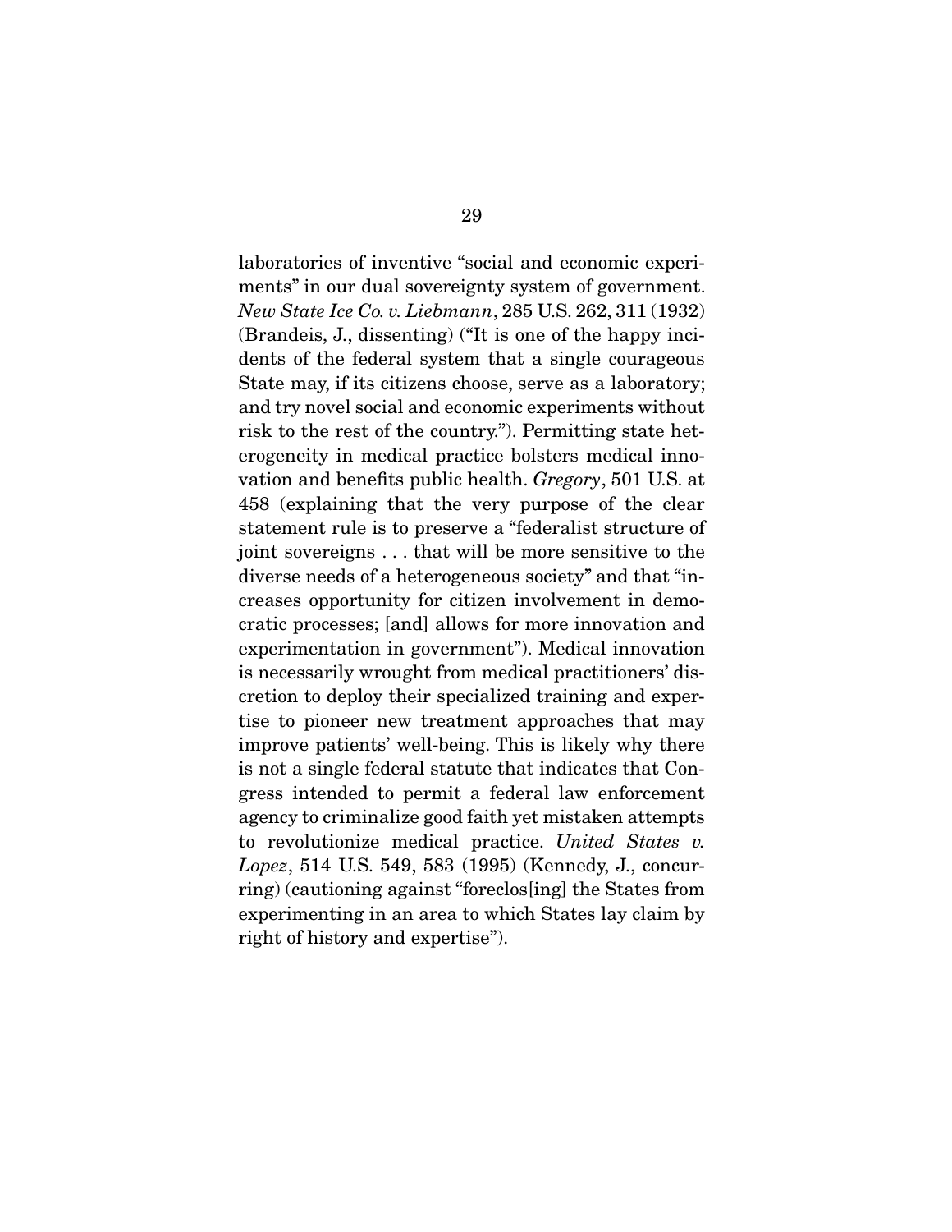laboratories of inventive "social and economic experiments" in our dual sovereignty system of government. *New State Ice Co. v. Liebmann*, 285 U.S. 262, 311 (1932) (Brandeis, J., dissenting) ("It is one of the happy incidents of the federal system that a single courageous State may, if its citizens choose, serve as a laboratory; and try novel social and economic experiments without risk to the rest of the country."). Permitting state heterogeneity in medical practice bolsters medical innovation and benefits public health. *Gregory*, 501 U.S. at 458 (explaining that the very purpose of the clear statement rule is to preserve a "federalist structure of joint sovereigns . . . that will be more sensitive to the diverse needs of a heterogeneous society" and that "increases opportunity for citizen involvement in democratic processes; [and] allows for more innovation and experimentation in government"). Medical innovation is necessarily wrought from medical practitioners' discretion to deploy their specialized training and expertise to pioneer new treatment approaches that may improve patients' well-being. This is likely why there is not a single federal statute that indicates that Congress intended to permit a federal law enforcement agency to criminalize good faith yet mistaken attempts to revolutionize medical practice. *United States v. Lopez*, 514 U.S. 549, 583 (1995) (Kennedy, J., concurring) (cautioning against "foreclos[ing] the States from experimenting in an area to which States lay claim by right of history and expertise").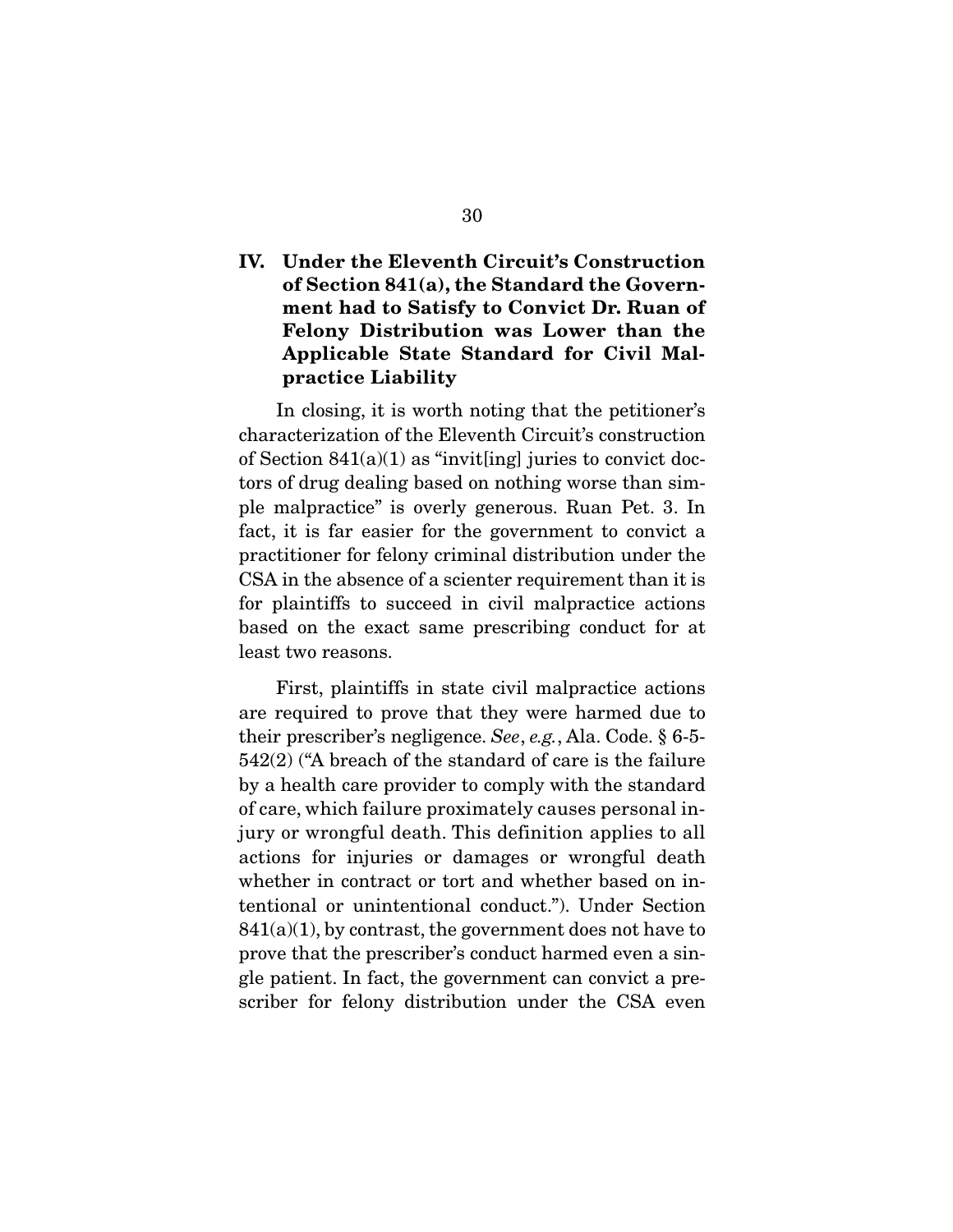## IV. Under the Eleventh Circuit's Construction of Section 841(a), the Standard the Government had to Satisfy to Convict Dr. Ruan of Felony Distribution was Lower than the Applicable State Standard for Civil Malpractice Liability

In closing, it is worth noting that the petitioner's characterization of the Eleventh Circuit's construction of Section 841(a)(1) as "invit[ing] juries to convict doctors of drug dealing based on nothing worse than simple malpractice" is overly generous. Ruan Pet. 3. In fact, it is far easier for the government to convict a practitioner for felony criminal distribution under the CSA in the absence of a scienter requirement than it is for plaintiffs to succeed in civil malpractice actions based on the exact same prescribing conduct for at least two reasons.

First, plaintiffs in state civil malpractice actions are required to prove that they were harmed due to their prescriber's negligence. *See*, *e.g.*, Ala. Code. § 6-5-542(2) ("A breach of the standard of care is the failure by a health care provider to comply with the standard of care, which failure proximately causes personal injury or wrongful death. This definition applies to all actions for injuries or damages or wrongful death whether in contract or tort and whether based on intentional or unintentional conduct."). Under Section 841(a)(1), by contrast, the government does not have to prove that the prescriber's conduct harmed even a single patient. In fact, the government can convict a prescriber for felony distribution under the CSA even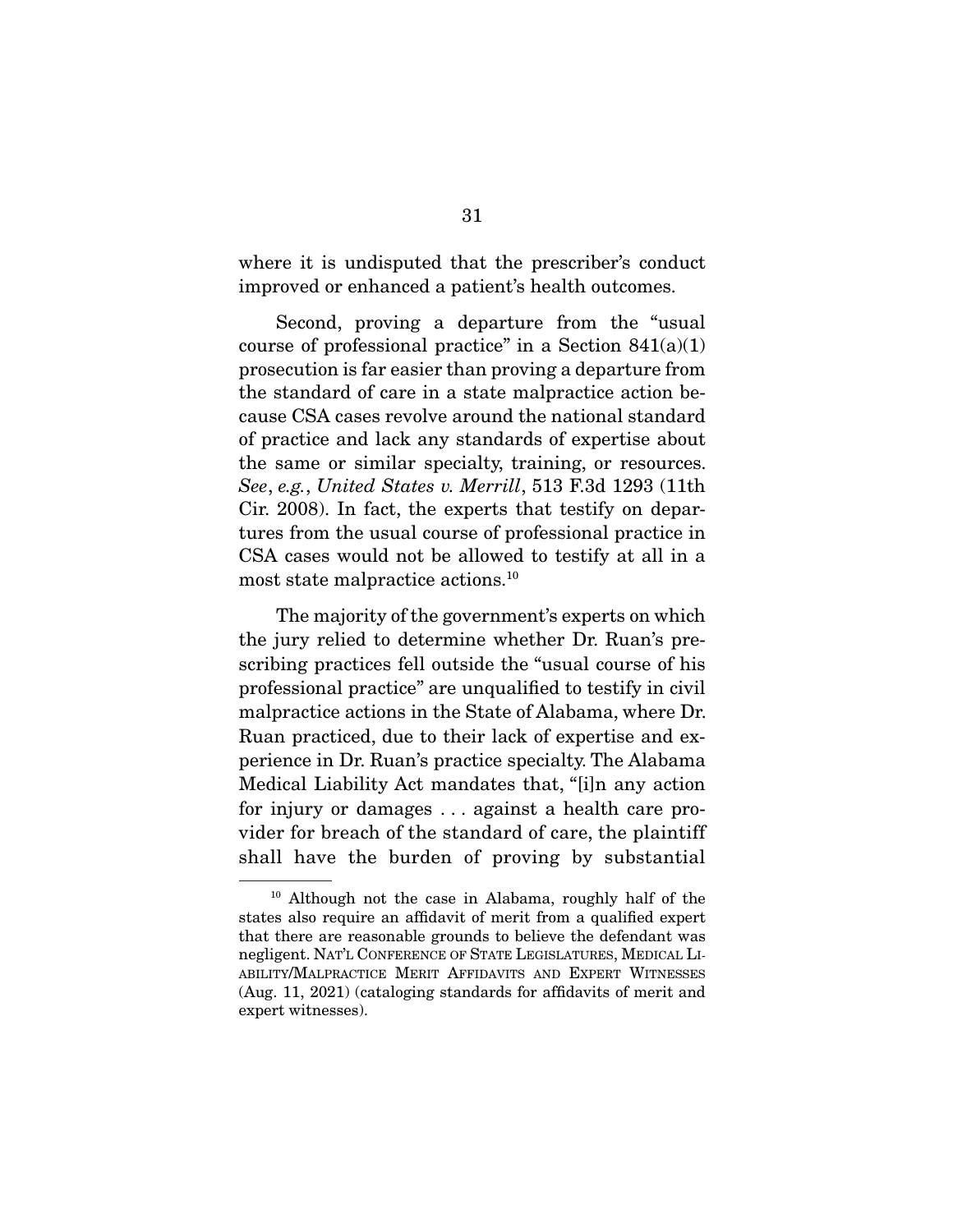where it is undisputed that the prescriber's conduct improved or enhanced a patient's health outcomes.

Second, proving a departure from the "usual course of professional practice" in a Section 841(a)(1) prosecution is far easier than proving a departure from the standard of care in a state malpractice action because CSA cases revolve around the national standard of practice and lack any standards of expertise about the same or similar specialty, training, or resources. *See*, *e.g.*, *United States v. Merrill*, 513 F.3d 1293 (11th Cir. 2008). In fact, the experts that testify on departures from the usual course of professional practice in CSA cases would not be allowed to testify at all in a most state malpractice actions.[10]

The majority of the government's experts on which the jury relied to determine whether Dr. Ruan's prescribing practices fell outside the "usual course of his professional practice" are unqualified to testify in civil malpractice actions in the State of Alabama, where Dr. Ruan practiced, due to their lack of expertise and experience in Dr. Ruan's practice specialty. The Alabama Medical Liability Act mandates that, "[i]n any action for injury or damages . . . against a health care provider for breach of the standard of care, the plaintiff shall have the burden of proving by substantial

---

[10] Although not the case in Alabama, roughly half of the states also require an affidavit of merit from a qualified expert that there are reasonable grounds to believe the defendant was negligent. NAT'L CONFERENCE OF STATE LEGISLATURES, MEDICAL LIABILITY/MALPRACTICE MERIT AFFIDAVITS AND EXPERT WITNESSES (Aug. 11, 2021) (cataloging standards for affidavits of merit and expert witnesses).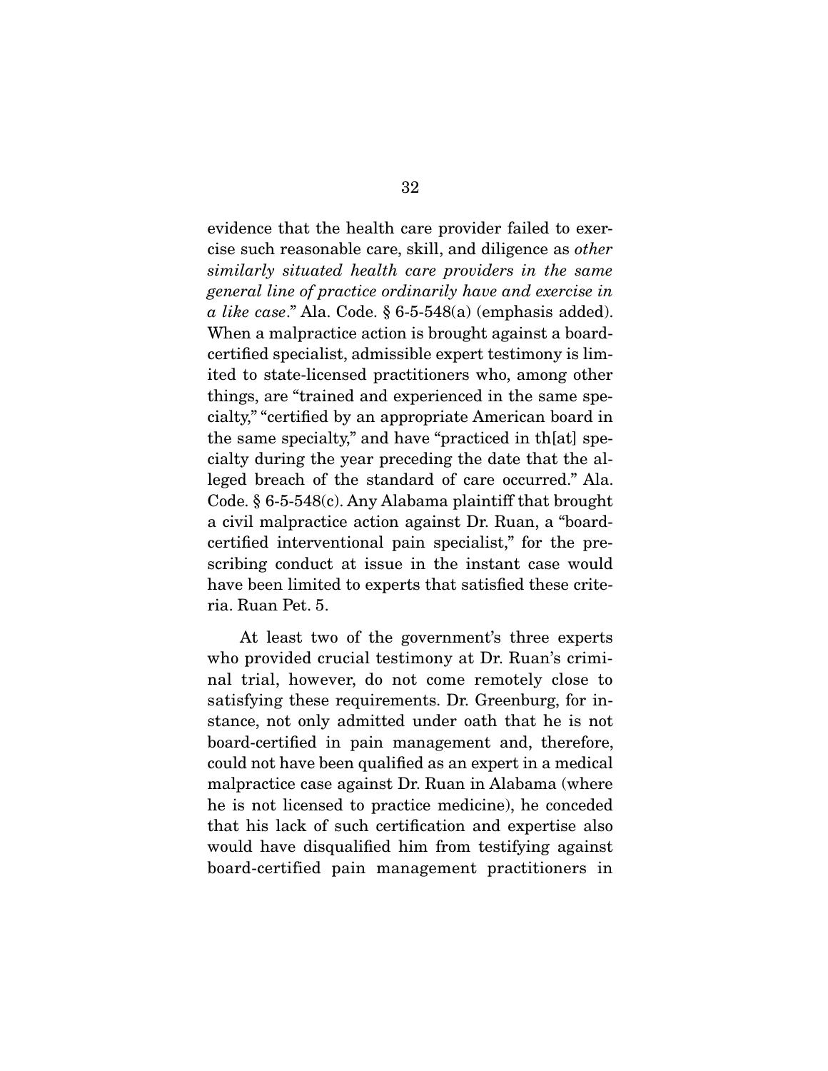evidence that the health care provider failed to exercise such reasonable care, skill, and diligence as *other similarly situated health care providers in the same general line of practice ordinarily have and exercise in a like case*." Ala. Code. § 6-5-548(a) (emphasis added). When a malpractice action is brought against a board-certified specialist, admissible expert testimony is limited to state-licensed practitioners who, among other things, are "trained and experienced in the same specialty," "certified by an appropriate American board in the same specialty," and have "practiced in th[at] specialty during the year preceding the date that the alleged breach of the standard of care occurred." Ala. Code. § 6-5-548(c). Any Alabama plaintiff that brought a civil malpractice action against Dr. Ruan, a "board-certified interventional pain specialist," for the prescribing conduct at issue in the instant case would have been limited to experts that satisfied these criteria. Ruan Pet. 5.

At least two of the government's three experts who provided crucial testimony at Dr. Ruan's criminal trial, however, do not come remotely close to satisfying these requirements. Dr. Greenburg, for instance, not only admitted under oath that he is not board-certified in pain management and, therefore, could not have been qualified as an expert in a medical malpractice case against Dr. Ruan in Alabama (where he is not licensed to practice medicine), he conceded that his lack of such certification and expertise also would have disqualified him from testifying against board-certified pain management practitioners in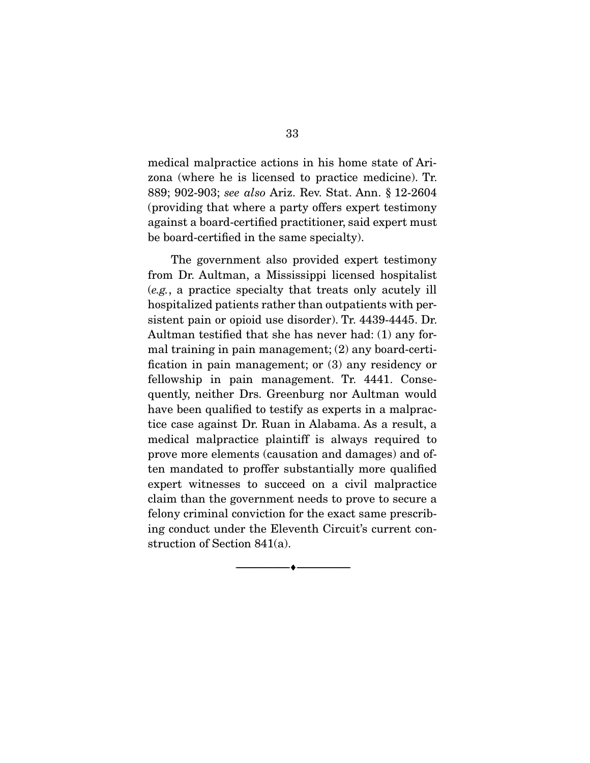medical malpractice actions in his home state of Arizona (where he is licensed to practice medicine). Tr. 889; 902-903; *see also* Ariz. Rev. Stat. Ann. § 12-2604 (providing that where a party offers expert testimony against a board-certified practitioner, said expert must be board-certified in the same specialty).

The government also provided expert testimony from Dr. Aultman, a Mississippi licensed hospitalist (*e.g.*, a practice specialty that treats only acutely ill hospitalized patients rather than outpatients with persistent pain or opioid use disorder). Tr. 4439-4445. Dr. Aultman testified that she has never had: (1) any formal training in pain management; (2) any board-certification in pain management; or (3) any residency or fellowship in pain management. Tr. 4441. Consequently, neither Drs. Greenburg nor Aultman would have been qualified to testify as experts in a malpractice case against Dr. Ruan in Alabama. As a result, a medical malpractice plaintiff is always required to prove more elements (causation and damages) and often mandated to proffer substantially more qualified expert witnesses to succeed on a civil malpractice claim than the government needs to prove to secure a felony criminal conviction for the exact same prescribing conduct under the Eleventh Circuit's current construction of Section 841(a).

---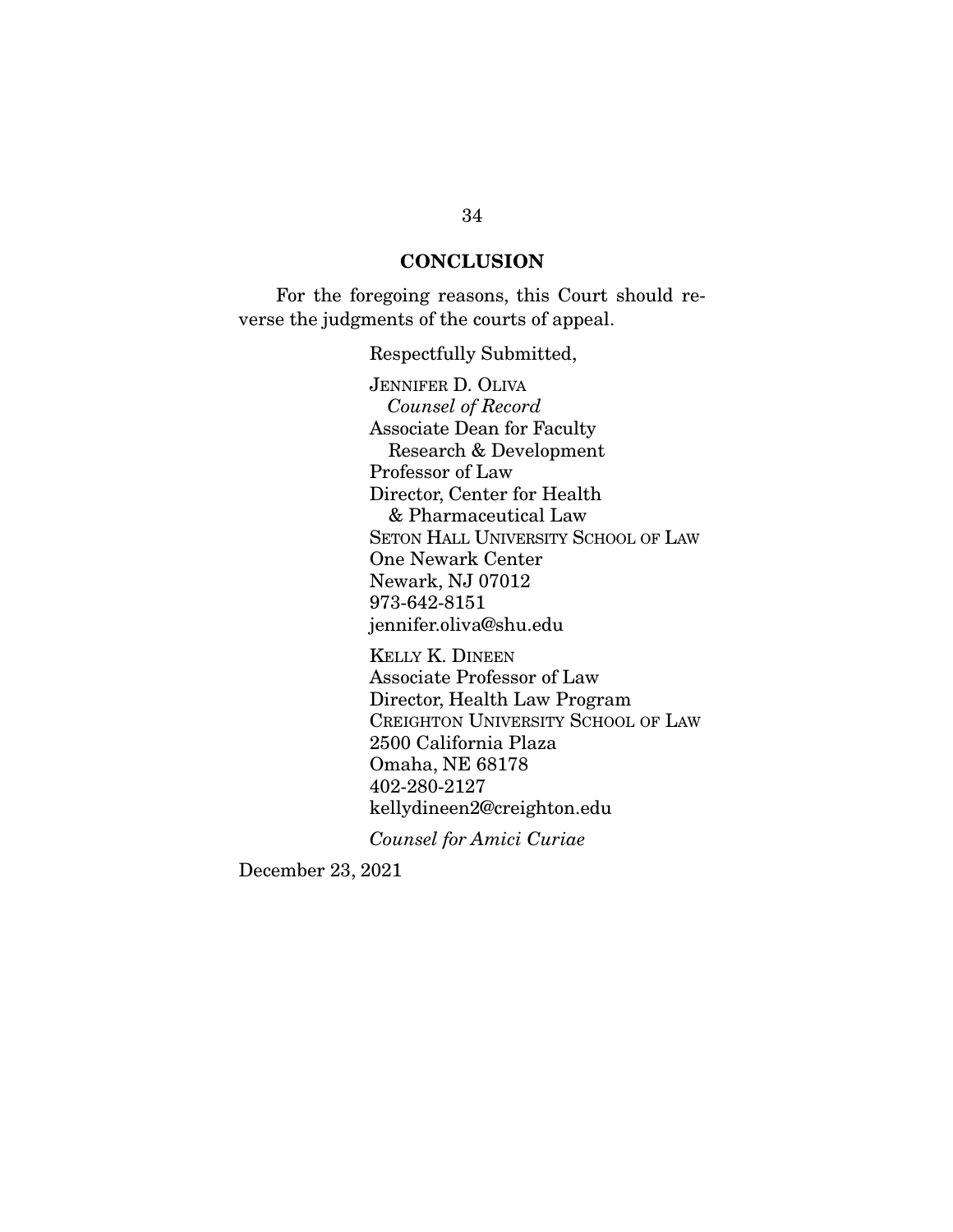## CONCLUSION

For the foregoing reasons, this Court should reverse the judgments of the courts of appeal.

Respectfully Submitted,

JENNIFER D. OLIVA
*Counsel of Record*
Associate Dean for Faculty Research & Development
Professor of Law
Director, Center for Health & Pharmaceutical Law
SETON HALL UNIVERSITY SCHOOL OF LAW
One Newark Center
Newark, NJ 07012
973-642-8151
jennifer.oliva@shu.edu

KELLY K. DINEEN
Associate Professor of Law
Director, Health Law Program
CREIGHTON UNIVERSITY SCHOOL OF LAW
2500 California Plaza
Omaha, NE 68178
402-280-2127
kellydineen2@creighton.edu

*Counsel for Amici Curiae*

December 23, 2021